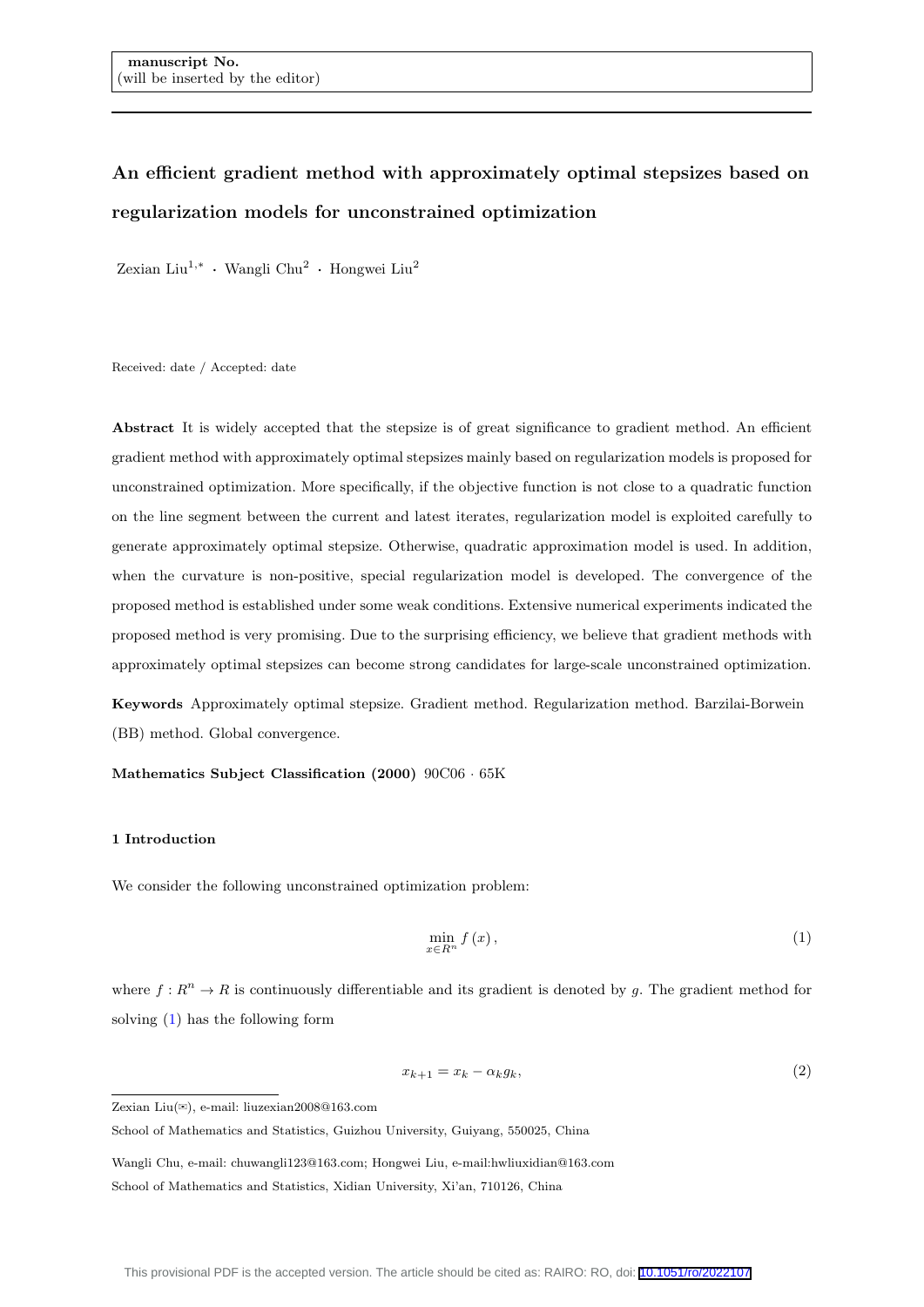manuscript No.
(will be inserted by the editor)

# An efficient gradient method with approximately optimal stepsizes based on regularization models for unconstrained optimization

Zexian Liu[1,*] · Wangli Chu[2] · Hongwei Liu[2]

Received: date / Accepted: date

**Abstract** It is widely accepted that the stepsize is of great significance to gradient method. An efficient gradient method with approximately optimal stepsizes mainly based on regularization models is proposed for unconstrained optimization. More specifically, if the objective function is not close to a quadratic function on the line segment between the current and latest iterates, regularization model is exploited carefully to generate approximately optimal stepsize. Otherwise, quadratic approximation model is used. In addition, when the curvature is non-positive, special regularization model is developed. The convergence of the proposed method is established under some weak conditions. Extensive numerical experiments indicated the proposed method is very promising. Due to the surprising efficiency, we believe that gradient methods with approximately optimal stepsizes can become strong candidates for large-scale unconstrained optimization.

**Keywords** Approximately optimal stepsize. Gradient method. Regularization method. Barzilai-Borwein (BB) method. Global convergence.

**Mathematics Subject Classification (2000)** 90C06 · 65K

## 1 Introduction

We consider the following unconstrained optimization problem:

$$\min_{x \in R^n} f(x), \tag{1}$$

where $f : R^n \to R$ is continuously differentiable and its gradient is denoted by $g$. The gradient method for solving (1) has the following form

$$x_{k+1} = x_k - \alpha_k g_k, \tag{2}$$

Zexian Liu(✉), e-mail: liuzexian2008@163.com

School of Mathematics and Statistics, Guizhou University, Guiyang, 550025, China

Wangli Chu, e-mail: chuwangli123@163.com; Hongwei Liu, e-mail:hwliuxidian@163.com

School of Mathematics and Statistics, Xidian University, Xi'an, 710126, China

This provisional PDF is the accepted version. The article should be cited as: RAIRO: RO, doi: 10.1051/ro/2022107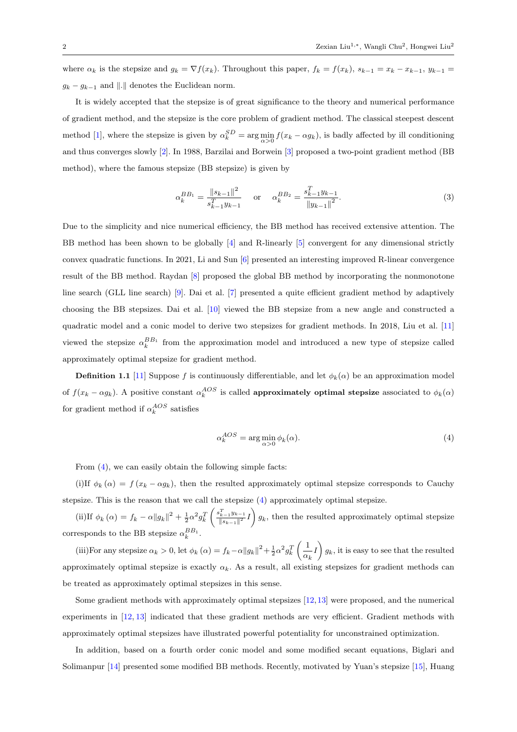where $\alpha_k$ is the stepsize and $g_k = \nabla f(x_k)$. Throughout this paper, $f_k = f(x_k)$, $s_{k-1} = x_k - x_{k-1}$, $y_{k-1} = g_k - g_{k-1}$ and $\|.\|$ denotes the Euclidean norm.

It is widely accepted that the stepsize is of great significance to the theory and numerical performance of gradient method, and the stepsize is the core problem of gradient method. The classical steepest descent method [1], where the stepsize is given by $\alpha_k^{SD} = \arg\min_{\alpha>0} f(x_k - \alpha g_k)$, is badly affected by ill conditioning and thus converges slowly [2]. In 1988, Barzilai and Borwein [3] proposed a two-point gradient method (BB method), where the famous stepsize (BB stepsize) is given by

$$\alpha_k^{BB_1} = \frac{\|s_{k-1}\|^2}{s_{k-1}^T y_{k-1}} \quad \text{or} \quad \alpha_k^{BB_2} = \frac{s_{k-1}^T y_{k-1}}{\|y_{k-1}\|^2}. \tag{3}$$

Due to the simplicity and nice numerical efficiency, the BB method has received extensive attention. The BB method has been shown to be globally [4] and R-linearly [5] convergent for any dimensional strictly convex quadratic functions. In 2021, Li and Sun [6] presented an interesting improved R-linear convergence result of the BB method. Raydan [8] proposed the global BB method by incorporating the nonmonotone line search (GLL line search) [9]. Dai et al. [7] presented a quite efficient gradient method by adaptively choosing the BB stepsizes. Dai et al. [10] viewed the BB stepsize from a new angle and constructed a quadratic model and a conic model to derive two stepsizes for gradient methods. In 2018, Liu et al. [11] viewed the stepsize $\alpha_k^{BB_1}$ from the approximation model and introduced a new type of stepsize called approximately optimal stepsize for gradient method.

**Definition 1.1** [11] Suppose $f$ is continuously differentiable, and let $\phi_k(\alpha)$ be an approximation model of $f(x_k - \alpha g_k)$. A positive constant $\alpha_k^{AOS}$ is called **approximately optimal stepsize** associated to $\phi_k(\alpha)$ for gradient method if $\alpha_k^{AOS}$ satisfies

$$\alpha_k^{AOS} = \arg\min_{\alpha>0} \phi_k(\alpha). \tag{4}$$

From (4), we can easily obtain the following simple facts:

(i)If $\phi_k(\alpha) = f(x_k - \alpha g_k)$, then the resulted approximately optimal stepsize corresponds to Cauchy stepsize. This is the reason that we call the stepsize (4) approximately optimal stepsize.

(ii)If $\phi_k(\alpha) = f_k - \alpha\|g_k\|^2 + \frac{1}{2}\alpha^2 g_k^T \left(\frac{s_{k-1}^T y_{k-1}}{\|s_{k-1}\|^2} I\right) g_k$, then the resulted approximately optimal stepsize corresponds to the BB stepsize $\alpha_k^{BB_1}$.

(iii)For any stepsize $\alpha_k > 0$, let $\phi_k(\alpha) = f_k - \alpha\|g_k\|^2 + \frac{1}{2}\alpha^2 g_k^T \left(\frac{1}{\alpha_k} I\right) g_k$, it is easy to see that the resulted approximately optimal stepsize is exactly $\alpha_k$. As a result, all existing stepsizes for gradient methods can be treated as approximately optimal stepsizes in this sense.

Some gradient methods with approximately optimal stepsizes [12, 13] were proposed, and the numerical experiments in [12, 13] indicated that these gradient methods are very efficient. Gradient methods with approximately optimal stepsizes have illustrated powerful potentiality for unconstrained optimization.

In addition, based on a fourth order conic model and some modified secant equations, Biglari and Solimanpur [14] presented some modified BB methods. Recently, motivated by Yuan's stepsize [15], Huang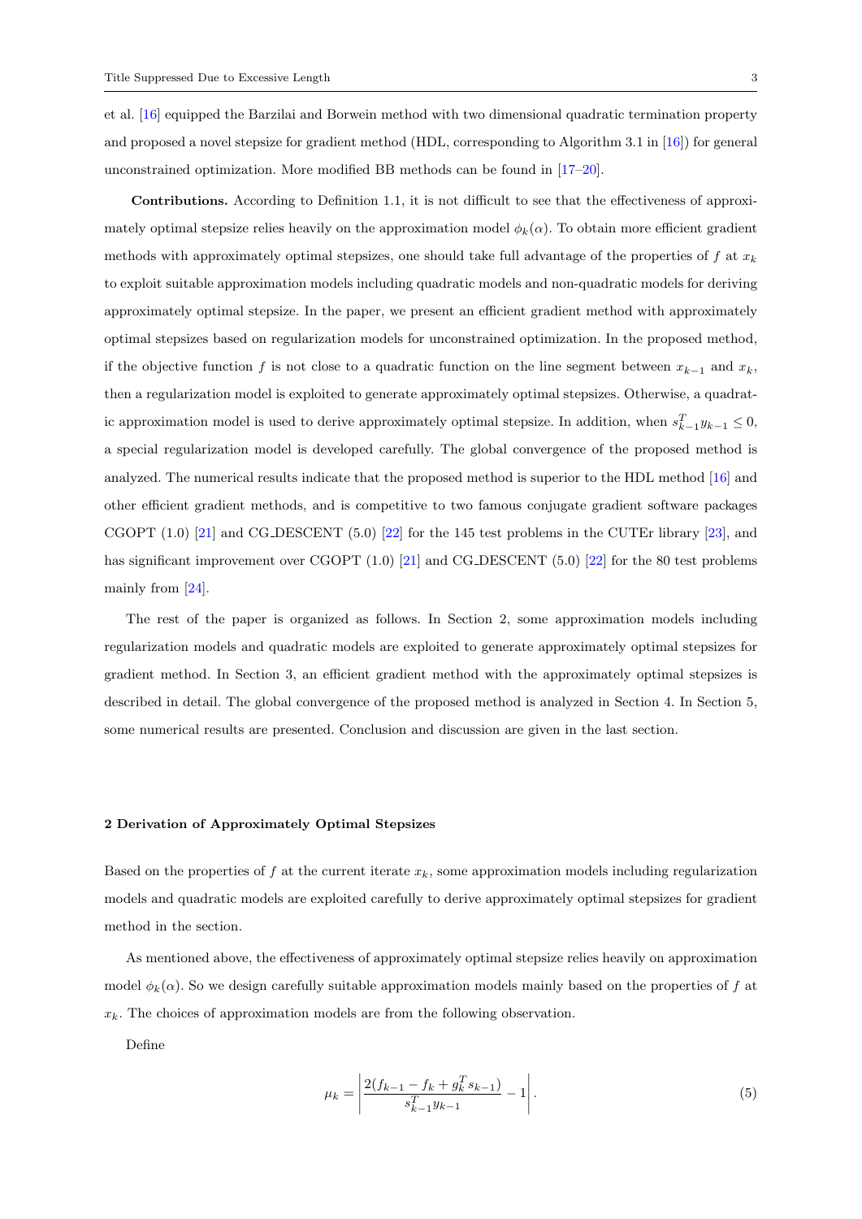et al. [16] equipped the Barzilai and Borwein method with two dimensional quadratic termination property and proposed a novel stepsize for gradient method (HDL, corresponding to Algorithm 3.1 in [16]) for general unconstrained optimization. More modified BB methods can be found in [17–20].

**Contributions.** According to Definition 1.1, it is not difficult to see that the effectiveness of approximately optimal stepsize relies heavily on the approximation model $\phi_k(\alpha)$. To obtain more efficient gradient methods with approximately optimal stepsizes, one should take full advantage of the properties of $f$ at $x_k$ to exploit suitable approximation models including quadratic models and non-quadratic models for deriving approximately optimal stepsize. In the paper, we present an efficient gradient method with approximately optimal stepsizes based on regularization models for unconstrained optimization. In the proposed method, if the objective function $f$ is not close to a quadratic function on the line segment between $x_{k-1}$ and $x_k$, then a regularization model is exploited to generate approximately optimal stepsizes. Otherwise, a quadratic approximation model is used to derive approximately optimal stepsize. In addition, when $s_{k-1}^T y_{k-1} \leq 0$, a special regularization model is developed carefully. The global convergence of the proposed method is analyzed. The numerical results indicate that the proposed method is superior to the HDL method [16] and other efficient gradient methods, and is competitive to two famous conjugate gradient software packages CGOPT (1.0) [21] and CG_DESCENT (5.0) [22] for the 145 test problems in the CUTEr library [23], and has significant improvement over CGOPT (1.0) [21] and CG_DESCENT (5.0) [22] for the 80 test problems mainly from [24].

The rest of the paper is organized as follows. In Section 2, some approximation models including regularization models and quadratic models are exploited to generate approximately optimal stepsizes for gradient method. In Section 3, an efficient gradient method with the approximately optimal stepsizes is described in detail. The global convergence of the proposed method is analyzed in Section 4. In Section 5, some numerical results are presented. Conclusion and discussion are given in the last section.

## 2 Derivation of Approximately Optimal Stepsizes

Based on the properties of $f$ at the current iterate $x_k$, some approximation models including regularization models and quadratic models are exploited carefully to derive approximately optimal stepsizes for gradient method in the section.

As mentioned above, the effectiveness of approximately optimal stepsize relies heavily on approximation model $\phi_k(\alpha)$. So we design carefully suitable approximation models mainly based on the properties of $f$ at $x_k$. The choices of approximation models are from the following observation.

Define

$$\mu_k = \left| \frac{2(f_{k-1} - f_k + g_k^T s_{k-1})}{s_{k-1}^T y_{k-1}} - 1 \right|. \tag{5}$$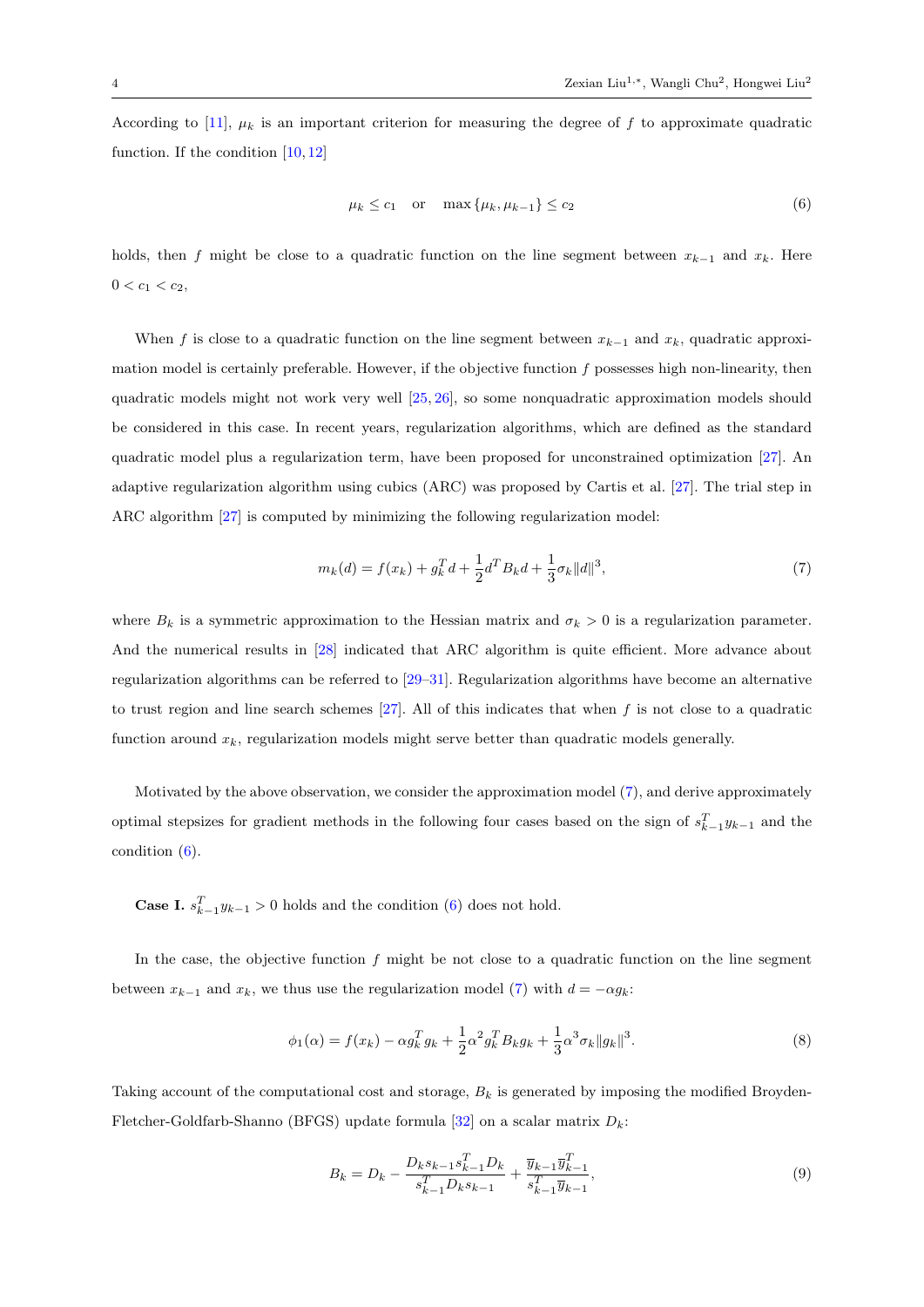According to [11], $\mu_k$ is an important criterion for measuring the degree of $f$ to approximate quadratic function. If the condition [10, 12]

$$\mu_k \leq c_1 \quad \text{or} \quad \max\{\mu_k, \mu_{k-1}\} \leq c_2 \tag{6}$$

holds, then $f$ might be close to a quadratic function on the line segment between $x_{k-1}$ and $x_k$. Here $0 < c_1 < c_2$,

When $f$ is close to a quadratic function on the line segment between $x_{k-1}$ and $x_k$, quadratic approximation model is certainly preferable. However, if the objective function $f$ possesses high non-linearity, then quadratic models might not work very well [25, 26], so some nonquadratic approximation models should be considered in this case. In recent years, regularization algorithms, which are defined as the standard quadratic model plus a regularization term, have been proposed for unconstrained optimization [27]. An adaptive regularization algorithm using cubics (ARC) was proposed by Cartis et al. [27]. The trial step in ARC algorithm [27] is computed by minimizing the following regularization model:

$$m_k(d) = f(x_k) + g_k^T d + \frac{1}{2} d^T B_k d + \frac{1}{3}\sigma_k \|d\|^3, \tag{7}$$

where $B_k$ is a symmetric approximation to the Hessian matrix and $\sigma_k > 0$ is a regularization parameter. And the numerical results in [28] indicated that ARC algorithm is quite efficient. More advance about regularization algorithms can be referred to [29–31]. Regularization algorithms have become an alternative to trust region and line search schemes [27]. All of this indicates that when $f$ is not close to a quadratic function around $x_k$, regularization models might serve better than quadratic models generally.

Motivated by the above observation, we consider the approximation model (7), and derive approximately optimal stepsizes for gradient methods in the following four cases based on the sign of $s_{k-1}^T y_{k-1}$ and the condition (6).

**Case I.** $s_{k-1}^T y_{k-1} > 0$ holds and the condition (6) does not hold.

In the case, the objective function $f$ might be not close to a quadratic function on the line segment between $x_{k-1}$ and $x_k$, we thus use the regularization model (7) with $d = -\alpha g_k$:

$$\phi_1(\alpha) = f(x_k) - \alpha g_k^T g_k + \frac{1}{2}\alpha^2 g_k^T B_k g_k + \frac{1}{3}\alpha^3 \sigma_k \|g_k\|^3. \tag{8}$$

Taking account of the computational cost and storage, $B_k$ is generated by imposing the modified Broyden-Fletcher-Goldfarb-Shanno (BFGS) update formula [32] on a scalar matrix $D_k$:

$$B_k = D_k - \frac{D_k s_{k-1} s_{k-1}^T D_k}{s_{k-1}^T D_k s_{k-1}} + \frac{\overline{y}_{k-1} \overline{y}_{k-1}^T}{s_{k-1}^T \overline{y}_{k-1}}, \tag{9}$$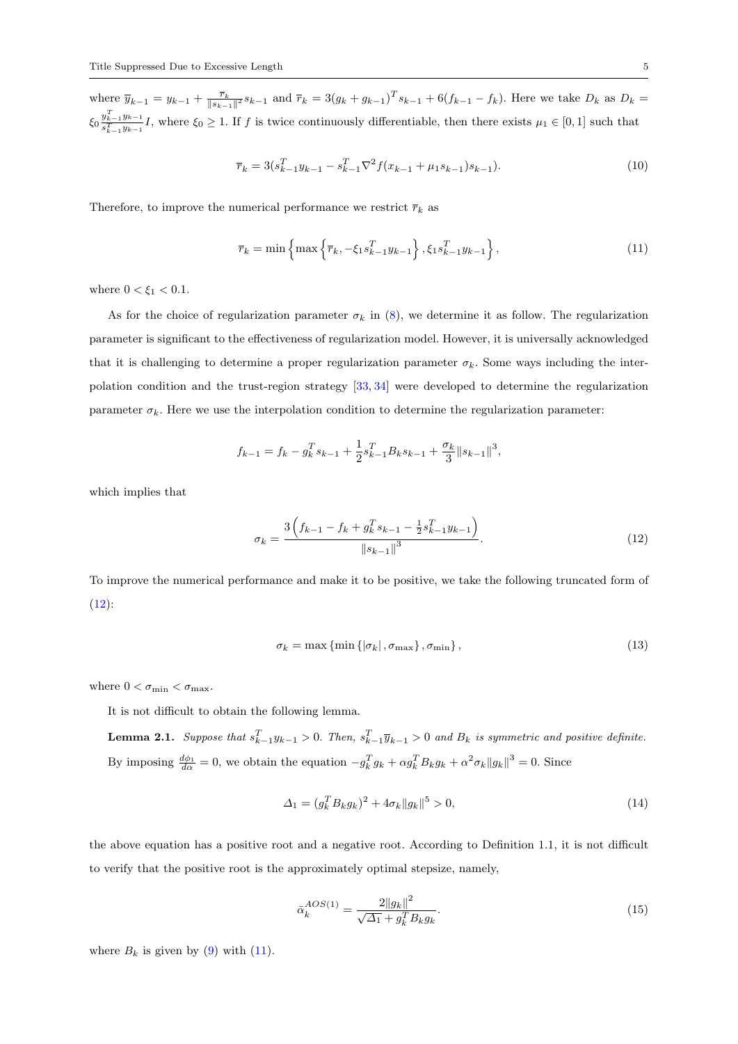where $\overline{y}_{k-1} = y_{k-1} + \frac{\overline{r}_k}{\|s_{k-1}\|^2} s_{k-1}$ and $\overline{r}_k = 3(g_k + g_{k-1})^T s_{k-1} + 6(f_{k-1} - f_k)$. Here we take $D_k$ as $D_k = \xi_0 \frac{y_{k-1}^T y_{k-1}}{s_{k-1}^T y_{k-1}} I$, where $\xi_0 \geq 1$. If $f$ is twice continuously differentiable, then there exists $\mu_1 \in [0, 1]$ such that

$$\overline{r}_k = 3(s_{k-1}^T y_{k-1} - s_{k-1}^T \nabla^2 f(x_{k-1} + \mu_1 s_{k-1}) s_{k-1}). \tag{10}$$

Therefore, to improve the numerical performance we restrict $\overline{r}_k$ as

$$\overline{r}_k = \min\left\{\max\left\{\overline{r}_k, -\xi_1 s_{k-1}^T y_{k-1}\right\}, \xi_1 s_{k-1}^T y_{k-1}\right\}, \tag{11}$$

where $0 < \xi_1 < 0.1$.

As for the choice of regularization parameter $\sigma_k$ in (8), we determine it as follow. The regularization parameter is significant to the effectiveness of regularization model. However, it is universally acknowledged that it is challenging to determine a proper regularization parameter $\sigma_k$. Some ways including the interpolation condition and the trust-region strategy [33, 34] were developed to determine the regularization parameter $\sigma_k$. Here we use the interpolation condition to determine the regularization parameter:

$$f_{k-1} = f_k - g_k^T s_{k-1} + \frac{1}{2} s_{k-1}^T B_k s_{k-1} + \frac{\sigma_k}{3} \|s_{k-1}\|^3,$$

which implies that

$$\sigma_k = \frac{3\left(f_{k-1} - f_k + g_k^T s_{k-1} - \frac{1}{2} s_{k-1}^T y_{k-1}\right)}{\|s_{k-1}\|^3}. \tag{12}$$

To improve the numerical performance and make it to be positive, we take the following truncated form of (12):

$$\sigma_k = \max\left\{\min\left\{|\sigma_k|, \sigma_{\max}\right\}, \sigma_{\min}\right\}, \tag{13}$$

where $0 < \sigma_{\min} < \sigma_{\max}$.

It is not difficult to obtain the following lemma.

**Lemma 2.1.** *Suppose that $s_{k-1}^T y_{k-1} > 0$. Then, $s_{k-1}^T \overline{y}_{k-1} > 0$ and $B_k$ is symmetric and positive definite.*

By imposing $\frac{d\phi_1}{d\alpha} = 0$, we obtain the equation $-g_k^T g_k + \alpha g_k^T B_k g_k + \alpha^2 \sigma_k \|g_k\|^3 = 0$. Since

$$\Delta_1 = (g_k^T B_k g_k)^2 + 4\sigma_k \|g_k\|^5 > 0, \tag{14}$$

the above equation has a positive root and a negative root. According to Definition 1.1, it is not difficult to verify that the positive root is the approximately optimal stepsize, namely,

$$\bar{\alpha}_k^{AOS(1)} = \frac{2\|g_k\|^2}{\sqrt{\Delta_1} + g_k^T B_k g_k}. \tag{15}$$

where $B_k$ is given by (9) with (11).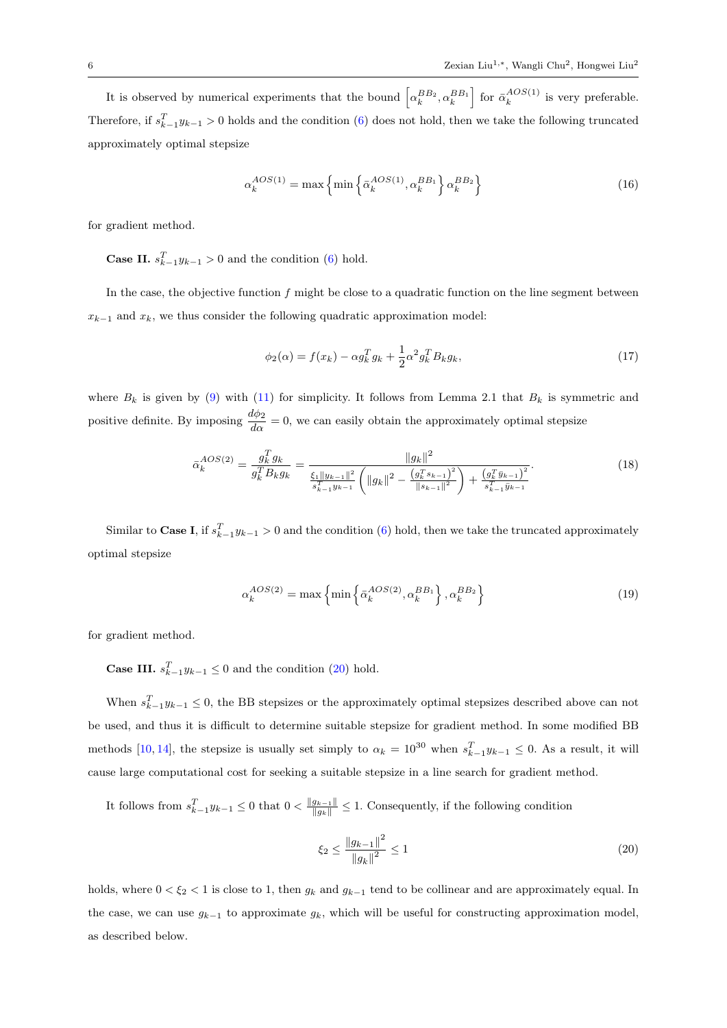It is observed by numerical experiments that the bound $\left[\alpha_k^{BB_2}, \alpha_k^{BB_1}\right]$ for $\bar{\alpha}_k^{AOS(1)}$ is very preferable. Therefore, if $s_{k-1}^T y_{k-1} > 0$ holds and the condition (6) does not hold, then we take the following truncated approximately optimal stepsize

$$\alpha_k^{AOS(1)} = \max\left\{\min\left\{\bar{\alpha}_k^{AOS(1)}, \alpha_k^{BB_1}\right\} \alpha_k^{BB_2}\right\} \tag{16}$$

for gradient method.

**Case II.** $s_{k-1}^T y_{k-1} > 0$ and the condition (6) hold.

In the case, the objective function $f$ might be close to a quadratic function on the line segment between $x_{k-1}$ and $x_k$, we thus consider the following quadratic approximation model:

$$\phi_2(\alpha) = f(x_k) - \alpha g_k^T g_k + \frac{1}{2}\alpha^2 g_k^T B_k g_k, \tag{17}$$

where $B_k$ is given by (9) with (11) for simplicity. It follows from Lemma 2.1 that $B_k$ is symmetric and positive definite. By imposing $\frac{d\phi_2}{d\alpha} = 0$, we can easily obtain the approximately optimal stepsize

$$\bar{\alpha}_k^{AOS(2)} = \frac{g_k^T g_k}{g_k^T B_k g_k} = \frac{\|g_k\|^2}{\frac{\xi_1 \|y_{k-1}\|^2}{s_{k-1}^T y_{k-1}}\left(\|g_k\|^2 - \frac{\left(g_k^T s_{k-1}\right)^2}{\|s_{k-1}\|^2}\right) + \frac{\left(g_k^T y_{k-1}\right)^2}{s_{k-1}^T y_{k-1}}}. \tag{18}$$

Similar to **Case I**, if $s_{k-1}^T y_{k-1} > 0$ and the condition (6) hold, then we take the truncated approximately optimal stepsize

$$\alpha_k^{AOS(2)} = \max\left\{\min\left\{\bar{\alpha}_k^{AOS(2)}, \alpha_k^{BB_1}\right\}, \alpha_k^{BB_2}\right\} \tag{19}$$

for gradient method.

**Case III.** $s_{k-1}^T y_{k-1} \leq 0$ and the condition (20) hold.

When $s_{k-1}^T y_{k-1} \leq 0$, the BB stepsizes or the approximately optimal stepsizes described above can not be used, and thus it is difficult to determine suitable stepsize for gradient method. In some modified BB methods [10, 14], the stepsize is usually set simply to $\alpha_k = 10^{30}$ when $s_{k-1}^T y_{k-1} \leq 0$. As a result, it will cause large computational cost for seeking a suitable stepsize in a line search for gradient method.

It follows from $s_{k-1}^T y_{k-1} \leq 0$ that $0 < \frac{\|g_{k-1}\|}{\|g_k\|} \leq 1$. Consequently, if the following condition

$$\xi_2 \leq \frac{\|g_{k-1}\|^2}{\|g_k\|^2} \leq 1 \tag{20}$$

holds, where $0 < \xi_2 < 1$ is close to 1, then $g_k$ and $g_{k-1}$ tend to be collinear and are approximately equal. In the case, we can use $g_{k-1}$ to approximate $g_k$, which will be useful for constructing approximation model, as described below.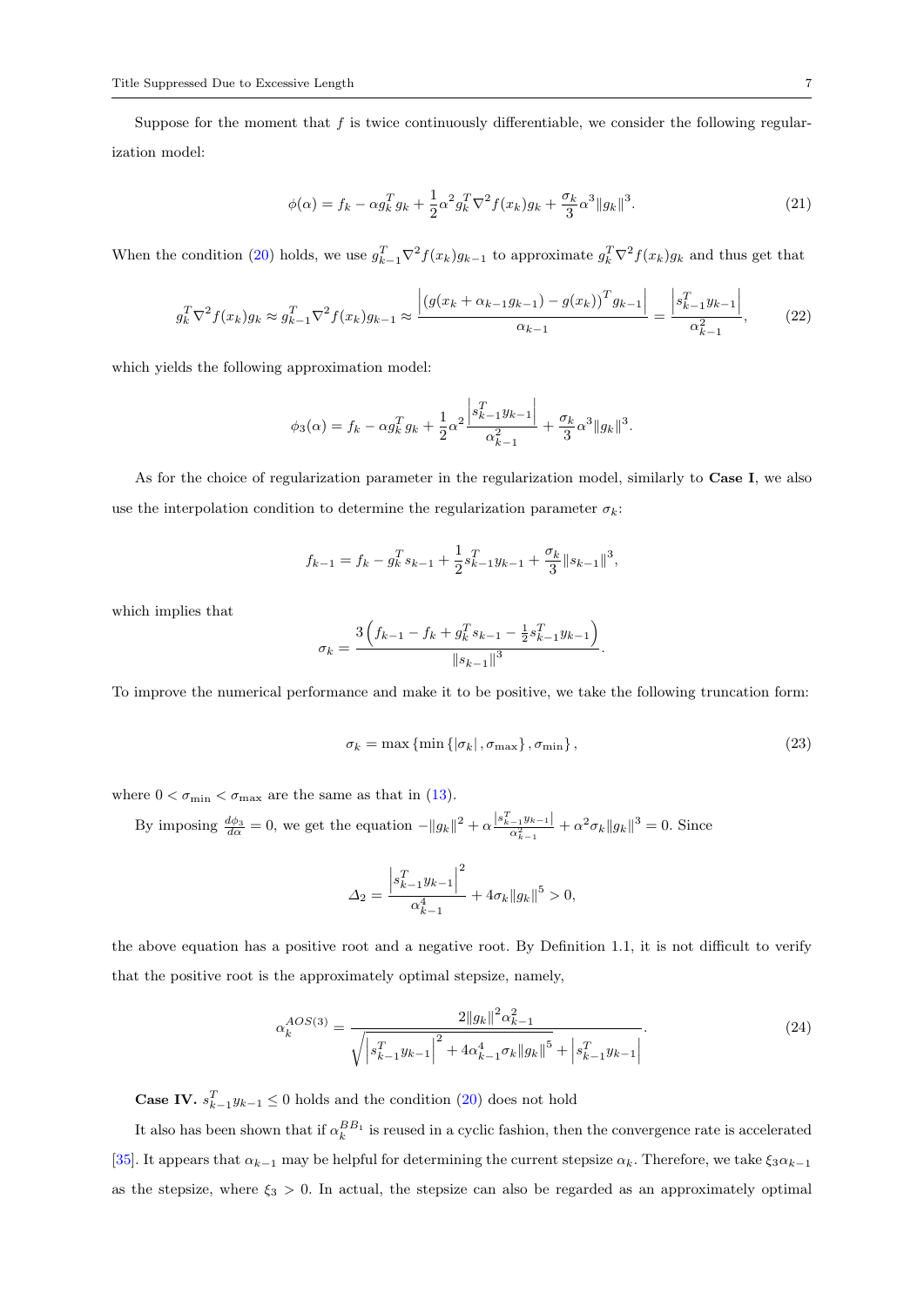Suppose for the moment that $f$ is twice continuously differentiable, we consider the following regularization model:

$$\phi(\alpha) = f_k - \alpha g_k^T g_k + \frac{1}{2}\alpha^2 g_k^T \nabla^2 f(x_k) g_k + \frac{\sigma_k}{3}\alpha^3 \|g_k\|^3. \tag{21}$$

When the condition (20) holds, we use $g_{k-1}^T \nabla^2 f(x_k) g_{k-1}$ to approximate $g_k^T \nabla^2 f(x_k) g_k$ and thus get that

$$g_k^T \nabla^2 f(x_k) g_k \approx g_{k-1}^T \nabla^2 f(x_k) g_{k-1} \approx \frac{\left|\left(g(x_k + \alpha_{k-1} g_{k-1}) - g(x_k)\right)^T g_{k-1}\right|}{\alpha_{k-1}} = \frac{\left|s_{k-1}^T y_{k-1}\right|}{\alpha_{k-1}^2}, \tag{22}$$

which yields the following approximation model:

$$\phi_3(\alpha) = f_k - \alpha g_k^T g_k + \frac{1}{2}\alpha^2 \frac{\left|s_{k-1}^T y_{k-1}\right|}{\alpha_{k-1}^2} + \frac{\sigma_k}{3}\alpha^3 \|g_k\|^3.$$

As for the choice of regularization parameter in the regularization model, similarly to **Case I**, we also use the interpolation condition to determine the regularization parameter $\sigma_k$:

$$f_{k-1} = f_k - g_k^T s_{k-1} + \frac{1}{2} s_{k-1}^T y_{k-1} + \frac{\sigma_k}{3}\|s_{k-1}\|^3,$$

which implies that

$$\sigma_k = \frac{3\left(f_{k-1} - f_k + g_k^T s_{k-1} - \frac{1}{2} s_{k-1}^T y_{k-1}\right)}{\|s_{k-1}\|^3}.$$

To improve the numerical performance and make it to be positive, we take the following truncation form:

$$\sigma_k = \max\left\{\min\left\{|\sigma_k|, \sigma_{\max}\right\}, \sigma_{\min}\right\}, \tag{23}$$

where $0 < \sigma_{\min} < \sigma_{\max}$ are the same as that in (13).

By imposing $\frac{d\phi_3}{d\alpha} = 0$, we get the equation $-\|g_k\|^2 + \alpha \frac{\left|s_{k-1}^T y_{k-1}\right|}{\alpha_{k-1}^2} + \alpha^2 \sigma_k \|g_k\|^3 = 0$. Since

$$\Delta_2 = \frac{\left|s_{k-1}^T y_{k-1}\right|^2}{\alpha_{k-1}^4} + 4\sigma_k \|g_k\|^5 > 0,$$

the above equation has a positive root and a negative root. By Definition 1.1, it is not difficult to verify that the positive root is the approximately optimal stepsize, namely,

$$\alpha_k^{AOS(3)} = \frac{2\|g_k\|^2 \alpha_{k-1}^2}{\sqrt{\left|s_{k-1}^T y_{k-1}\right|^2 + 4\alpha_{k-1}^4 \sigma_k \|g_k\|^5} + \left|s_{k-1}^T y_{k-1}\right|}. \tag{24}$$

**Case IV.** $s_{k-1}^T y_{k-1} \leq 0$ holds and the condition (20) does not hold

It also has been shown that if $\alpha_k^{BB_1}$ is reused in a cyclic fashion, then the convergence rate is accelerated [35]. It appears that $\alpha_{k-1}$ may be helpful for determining the current stepsize $\alpha_k$. Therefore, we take $\xi_3 \alpha_{k-1}$ as the stepsize, where $\xi_3 > 0$. In actual, the stepsize can also be regarded as an approximately optimal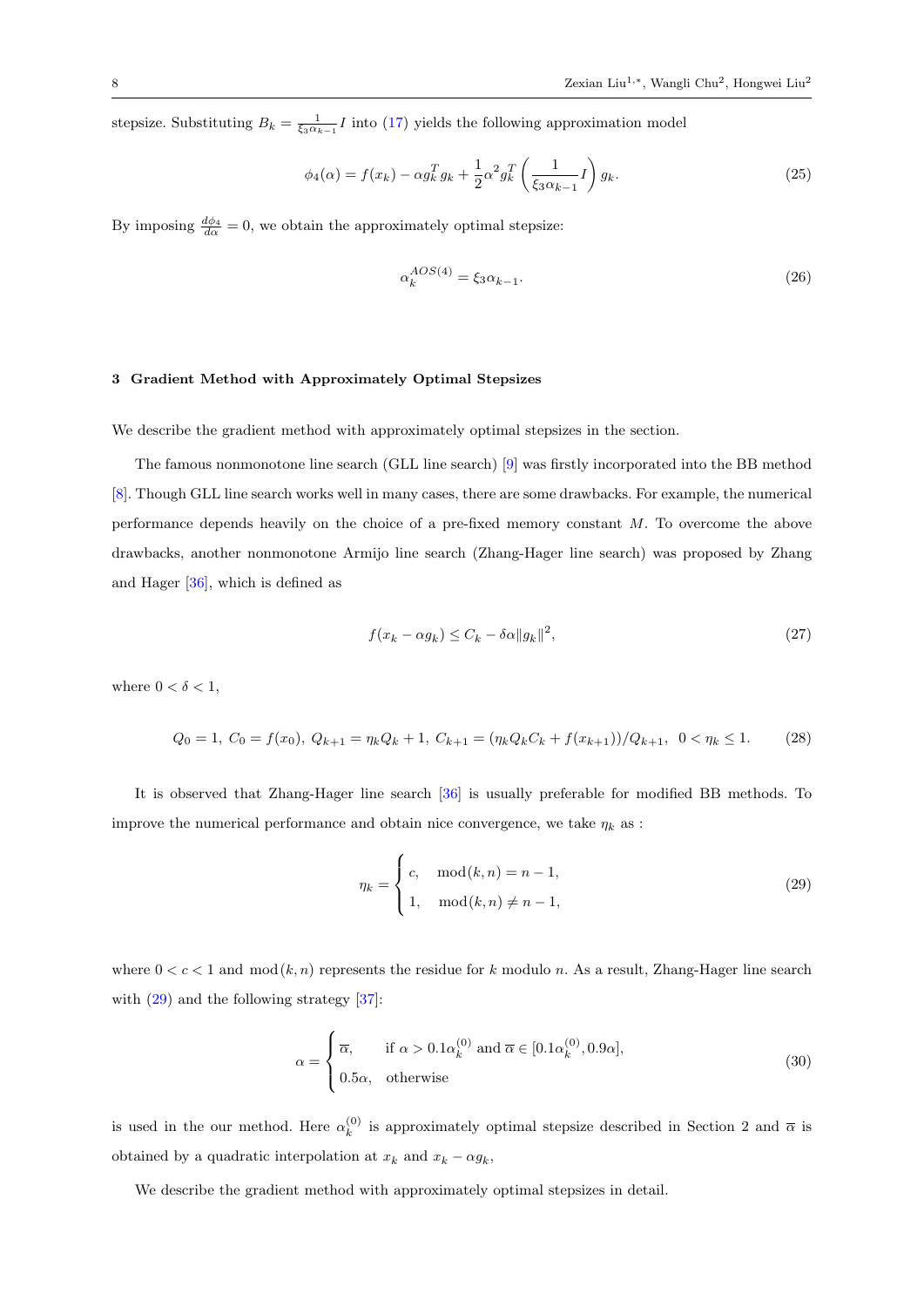stepsize. Substituting $B_k = \frac{1}{\xi_3 \alpha_{k-1}} I$ into (17) yields the following approximation model

$$\phi_4(\alpha) = f(x_k) - \alpha g_k^T g_k + \frac{1}{2}\alpha^2 g_k^T \left(\frac{1}{\xi_3 \alpha_{k-1}} I\right) g_k. \tag{25}$$

By imposing $\frac{d\phi_4}{d\alpha} = 0$, we obtain the approximately optimal stepsize:

$$\alpha_k^{AOS(4)} = \xi_3 \alpha_{k-1}. \tag{26}$$

## 3 Gradient Method with Approximately Optimal Stepsizes

We describe the gradient method with approximately optimal stepsizes in the section.

The famous nonmonotone line search (GLL line search) [9] was firstly incorporated into the BB method [8]. Though GLL line search works well in many cases, there are some drawbacks. For example, the numerical performance depends heavily on the choice of a pre-fixed memory constant $M$. To overcome the above drawbacks, another nonmonotone Armijo line search (Zhang-Hager line search) was proposed by Zhang and Hager [36], which is defined as

$$f(x_k - \alpha g_k) \leq C_k - \delta \alpha \|g_k\|^2, \tag{27}$$

where $0 < \delta < 1$,

$$Q_0 = 1,\ C_0 = f(x_0),\ Q_{k+1} = \eta_k Q_k + 1,\ C_{k+1} = (\eta_k Q_k C_k + f(x_{k+1}))/Q_{k+1},\ \ 0 < \eta_k \leq 1. \tag{28}$$

It is observed that Zhang-Hager line search [36] is usually preferable for modified BB methods. To improve the numerical performance and obtain nice convergence, we take $\eta_k$ as :

$$\eta_k = \begin{cases} c, & \mathrm{mod}(k, n) = n - 1, \\ 1, & \mathrm{mod}(k, n) \neq n - 1, \end{cases} \tag{29}$$

where $0 < c < 1$ and $\mathrm{mod}(k, n)$ represents the residue for $k$ modulo $n$. As a result, Zhang-Hager line search with (29) and the following strategy [37]:

$$\alpha = \begin{cases} \overline{\alpha}, & \text{if } \alpha > 0.1\alpha_k^{(0)} \text{ and } \overline{\alpha} \in [0.1\alpha_k^{(0)}, 0.9\alpha], \\ 0.5\alpha, & \text{otherwise} \end{cases} \tag{30}$$

is used in the our method. Here $\alpha_k^{(0)}$ is approximately optimal stepsize described in Section 2 and $\overline{\alpha}$ is obtained by a quadratic interpolation at $x_k$ and $x_k - \alpha g_k$,

We describe the gradient method with approximately optimal stepsizes in detail.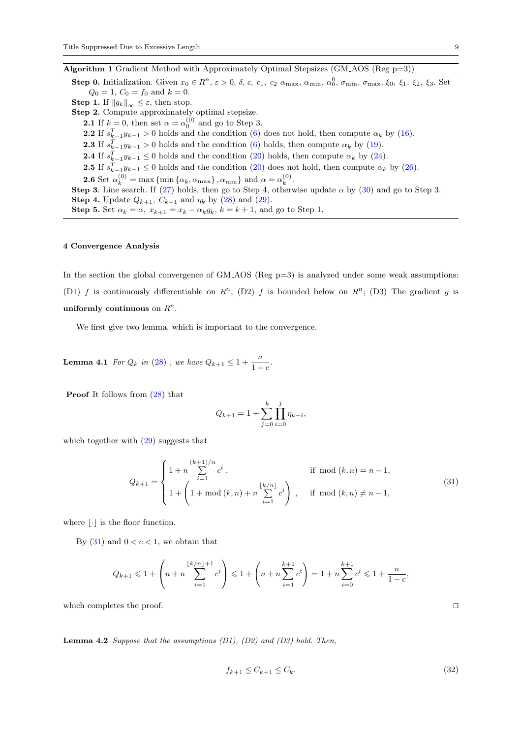**Algorithm 1** Gradient Method with Approximately Optimal Stepsizes (GM_AOS (Reg p=3))

**Step 0.** Initialization. Given $x_0 \in R^n$, $\varepsilon > 0$, $\delta$, $c$, $c_1$, $c_2$ $\alpha_{\max}$, $\alpha_{\min}$, $\alpha_0^0$, $\sigma_{\min}$, $\sigma_{\max}$, $\xi_0$, $\xi_1$, $\xi_2$, $\xi_3$. Set $Q_0 = 1$, $C_0 = f_0$ and $k = 0$.
**Step 1.** If $\|g_k\|_\infty \le \varepsilon$, then stop.
**Step 2.** Compute approximately optimal stepsize.
 **2.1** If $k = 0$, then set $\alpha = \alpha_0^{(0)}$ and go to Step 3.
 **2.2** If $s_{k-1}^T y_{k-1} > 0$ holds and the condition (6) does not hold, then compute $\alpha_k$ by (16).
 **2.3** If $s_{k-1}^T y_{k-1} > 0$ holds and the condition (6) holds, then compute $\alpha_k$ by (19).
 **2.4** If $s_{k-1}^T y_{k-1} \le 0$ holds and the condition (20) holds, then compute $\alpha_k$ by (24).
 **2.5** If $s_{k-1}^T y_{k-1} \le 0$ holds and the condition (20) does not hold, then compute $\alpha_k$ by (26).
 **2.6** Set $\alpha_k^{(0)} = \max\{\min\{\alpha_k, \alpha_{\max}\}, \alpha_{\min}\}$ and $\alpha = \alpha_k^{(0)}$.
**Step 3**. Line search. If (27) holds, then go to Step 4, otherwise update $\alpha$ by (30) and go to Step 3.
**Step 4.** Update $Q_{k+1}$, $C_{k+1}$ and $\eta_k$ by (28) and (29).
**Step 5.** Set $\alpha_k = \alpha$, $x_{k+1} = x_k - \alpha_k g_k$, $k = k + 1$, and go to Step 1.

## 4 Convergence Analysis

In the section the global convergence of GM_AOS (Reg p=3) is analyzed under some weak assumptions: (D1) $f$ is continuously differentiable on $R^n$; (D2) $f$ is bounded below on $R^n$; (D3) The gradient $g$ is **uniformly continuous** on $R^n$.

We first give two lemma, which is important to the convergence.

**Lemma 4.1** *For $Q_k$ in (28) , we have $Q_{k+1} \le 1 + \dfrac{n}{1-c}$.*

**Proof** It follows from (28) that

$$Q_{k+1} = 1 + \sum_{j=0}^{k} \prod_{i=0}^{j} \eta_{k-i},$$

which together with (29) suggests that

$$Q_{k+1} = \begin{cases} 1 + n \sum\limits_{i=1}^{(k+1)/n} c^i \,, & \text{if } \bmod(k,n) = n-1, \\ 1 + \left(1 + \bmod(k,n) + n \sum\limits_{i=1}^{\lfloor k/n \rfloor} c^i \right), & \text{if } \bmod(k,n) \ne n-1, \end{cases} \tag{31}$$

where $\lfloor \cdot \rfloor$ is the floor function.

By (31) and $0 < c < 1$, we obtain that

$$Q_{k+1} \leqslant 1 + \left(n + n \sum_{i=1}^{\lfloor k/n \rfloor + 1} c^i \right) \leqslant 1 + \left(n + n \sum_{i=1}^{k+1} c^i \right) = 1 + n \sum_{i=0}^{k+1} c^i \leqslant 1 + \frac{n}{1-c},$$

which completes the proof. □

**Lemma 4.2** *Suppose that the assumptions (D1), (D2) and (D3) hold. Then,*

$$f_{k+1} \le C_{k+1} \le C_k. \tag{32}$$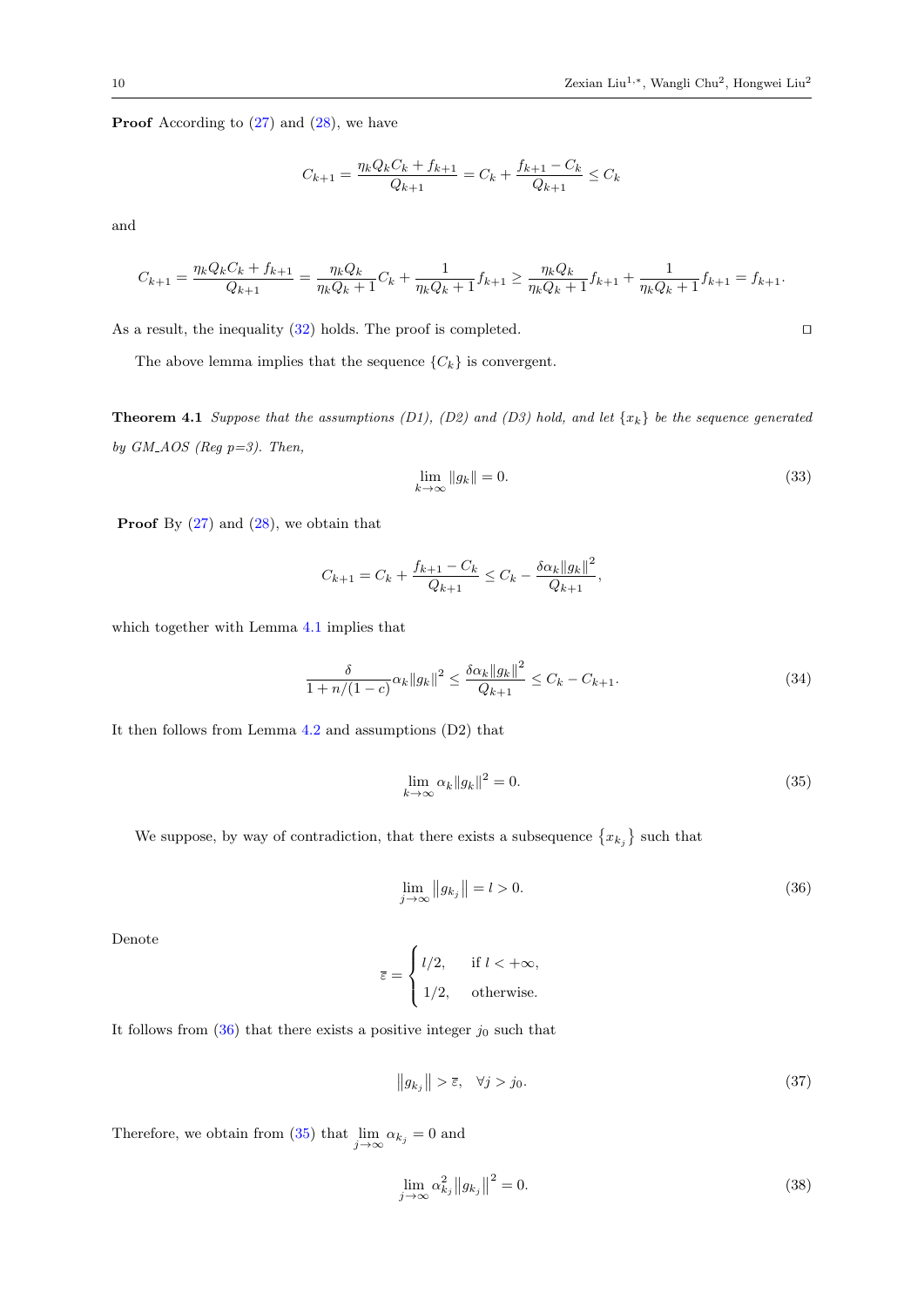**Proof** According to (27) and (28), we have

$$C_{k+1} = \frac{\eta_k Q_k C_k + f_{k+1}}{Q_{k+1}} = C_k + \frac{f_{k+1} - C_k}{Q_{k+1}} \le C_k$$

and

$$C_{k+1} = \frac{\eta_k Q_k C_k + f_{k+1}}{Q_{k+1}} = \frac{\eta_k Q_k}{\eta_k Q_k + 1} C_k + \frac{1}{\eta_k Q_k + 1} f_{k+1} \ge \frac{\eta_k Q_k}{\eta_k Q_k + 1} f_{k+1} + \frac{1}{\eta_k Q_k + 1} f_{k+1} = f_{k+1}.$$

As a result, the inequality (32) holds. The proof is completed. $\square$

The above lemma implies that the sequence $\{C_k\}$ is convergent.

**Theorem 4.1** *Suppose that the assumptions (D1), (D2) and (D3) hold, and let $\{x_k\}$ be the sequence generated by GM_AOS (Reg p=3). Then,*

$$\lim_{k\to\infty} \|g_k\| = 0. \tag{33}$$

**Proof** By (27) and (28), we obtain that

$$C_{k+1} = C_k + \frac{f_{k+1} - C_k}{Q_{k+1}} \le C_k - \frac{\delta \alpha_k \|g_k\|^2}{Q_{k+1}},$$

which together with Lemma 4.1 implies that

$$\frac{\delta}{1 + n/(1-c)} \alpha_k \|g_k\|^2 \le \frac{\delta \alpha_k \|g_k\|^2}{Q_{k+1}} \le C_k - C_{k+1}. \tag{34}$$

It then follows from Lemma 4.2 and assumptions (D2) that

$$\lim_{k\to\infty} \alpha_k \|g_k\|^2 = 0. \tag{35}$$

We suppose, by way of contradiction, that there exists a subsequence $\{x_{k_j}\}$ such that

$$\lim_{j\to\infty} \|g_{k_j}\| = l > 0. \tag{36}$$

Denote

$$\overline{\varepsilon} = \begin{cases} l/2, & \text{if } l < +\infty, \\ 1/2, & \text{otherwise.} \end{cases}$$

It follows from (36) that there exists a positive integer $j_0$ such that

$$\|g_{k_j}\| > \overline{\varepsilon}, \quad \forall j > j_0. \tag{37}$$

Therefore, we obtain from (35) that $\lim_{j\to\infty} \alpha_{k_j} = 0$ and

$$\lim_{j\to\infty} \alpha_{k_j}^2 \|g_{k_j}\|^2 = 0. \tag{38}$$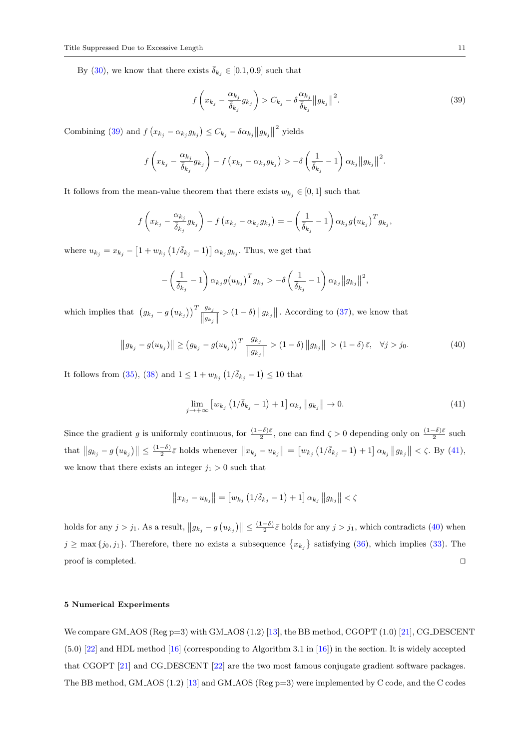By (30), we know that there exists $\bar{\delta}_{k_j} \in [0.1, 0.9]$ such that

$$f\left(x_{k_j} - \frac{\alpha_{k_j}}{\bar{\delta}_{k_j}} g_{k_j}\right) > C_{k_j} - \delta \frac{\alpha_{k_j}}{\bar{\delta}_{k_j}} \left\|g_{k_j}\right\|^2. \tag{39}$$

Combining (39) and $f\left(x_{k_j} - \alpha_{k_j} g_{k_j}\right) \leq C_{k_j} - \delta \alpha_{k_j} \left\|g_{k_j}\right\|^2$ yields

$$f\left(x_{k_j} - \frac{\alpha_{k_j}}{\bar{\delta}_{k_j}} g_{k_j}\right) - f\left(x_{k_j} - \alpha_{k_j} g_{k_j}\right) > -\delta \left(\frac{1}{\bar{\delta}_{k_j}} - 1\right) \alpha_{k_j} \left\|g_{k_j}\right\|^2.$$

It follows from the mean-value theorem that there exists $w_{k_j} \in [0, 1]$ such that

$$f\left(x_{k_j} - \frac{\alpha_{k_j}}{\bar{\delta}_{k_j}} g_{k_j}\right) - f\left(x_{k_j} - \alpha_{k_j} g_{k_j}\right) = -\left(\frac{1}{\bar{\delta}_{k_j}} - 1\right) \alpha_{k_j} g\left(u_{k_j}\right)^T g_{k_j},$$

where $u_{k_j} = x_{k_j} - \left[1 + w_{k_j}\left(1/\bar{\delta}_{k_j} - 1\right)\right] \alpha_{k_j} g_{k_j}$. Thus, we get that

$$-\left(\frac{1}{\bar{\delta}_{k_j}} - 1\right) \alpha_{k_j} g\left(u_{k_j}\right)^T g_{k_j} > -\delta \left(\frac{1}{\bar{\delta}_{k_j}} - 1\right) \alpha_{k_j} \left\|g_{k_j}\right\|^2,$$

which implies that $\left(g_{k_j} - g\left(u_{k_j}\right)\right)^T \frac{g_{k_j}}{\left\|g_{k_j}\right\|} > (1 - \delta) \left\|g_{k_j}\right\|$. According to (37), we know that

$$\left\|g_{k_j} - g(u_{k_j})\right\| \geq \left(g_{k_j} - g(u_{k_j})\right)^T \frac{g_{k_j}}{\left\|g_{k_j}\right\|} > (1 - \delta) \left\|g_{k_j}\right\| > (1 - \delta) \bar{\varepsilon}, \quad \forall j > j_0. \tag{40}$$

It follows from (35), (38) and $1 \leq 1 + w_{k_j}\left(1/\bar{\delta}_{k_j} - 1\right) \leq 10$ that

$$\lim_{j \to +\infty} \left[w_{k_j}\left(1/\bar{\delta}_{k_j} - 1\right) + 1\right] \alpha_{k_j} \left\|g_{k_j}\right\| \to 0. \tag{41}$$

Since the gradient $g$ is uniformly continuous, for $\frac{(1-\delta)\bar{\varepsilon}}{2}$, one can find $\zeta > 0$ depending only on $\frac{(1-\delta)\bar{\varepsilon}}{2}$ such that $\left\|g_{k_j} - g\left(u_{k_j}\right)\right\| \leq \frac{(1-\delta)}{2}\bar{\varepsilon}$ holds whenever $\left\|x_{k_j} - u_{k_j}\right\| = \left[w_{k_j}\left(1/\bar{\delta}_{k_j} - 1\right) + 1\right] \alpha_{k_j} \left\|g_{k_j}\right\| < \zeta$. By (41), we know that there exists an integer $j_1 > 0$ such that

$$\left\|x_{k_j} - u_{k_j}\right\| = \left[w_{k_j}\left(1/\bar{\delta}_{k_j} - 1\right) + 1\right] \alpha_{k_j} \left\|g_{k_j}\right\| < \zeta$$

holds for any $j > j_1$. As a result, $\left\|g_{k_j} - g\left(u_{k_j}\right)\right\| \leq \frac{(1-\delta)}{2}\bar{\varepsilon}$ holds for any $j > j_1$, which contradicts (40) when $j \geq \max\{j_0, j_1\}$. Therefore, there no exists a subsequence $\{x_{k_j}\}$ satisfying (36), which implies (33). The proof is completed. ◻

## 5 Numerical Experiments

We compare GM_AOS (Reg p=3) with GM_AOS (1.2) [13], the BB method, CGOPT (1.0) [21], CG_DESCENT (5.0) [22] and HDL method [16] (corresponding to Algorithm 3.1 in [16]) in the section. It is widely accepted that CGOPT [21] and CG_DESCENT [22] are the two most famous conjugate gradient software packages. The BB method, GM_AOS (1.2) [13] and GM_AOS (Reg p=3) were implemented by C code, and the C codes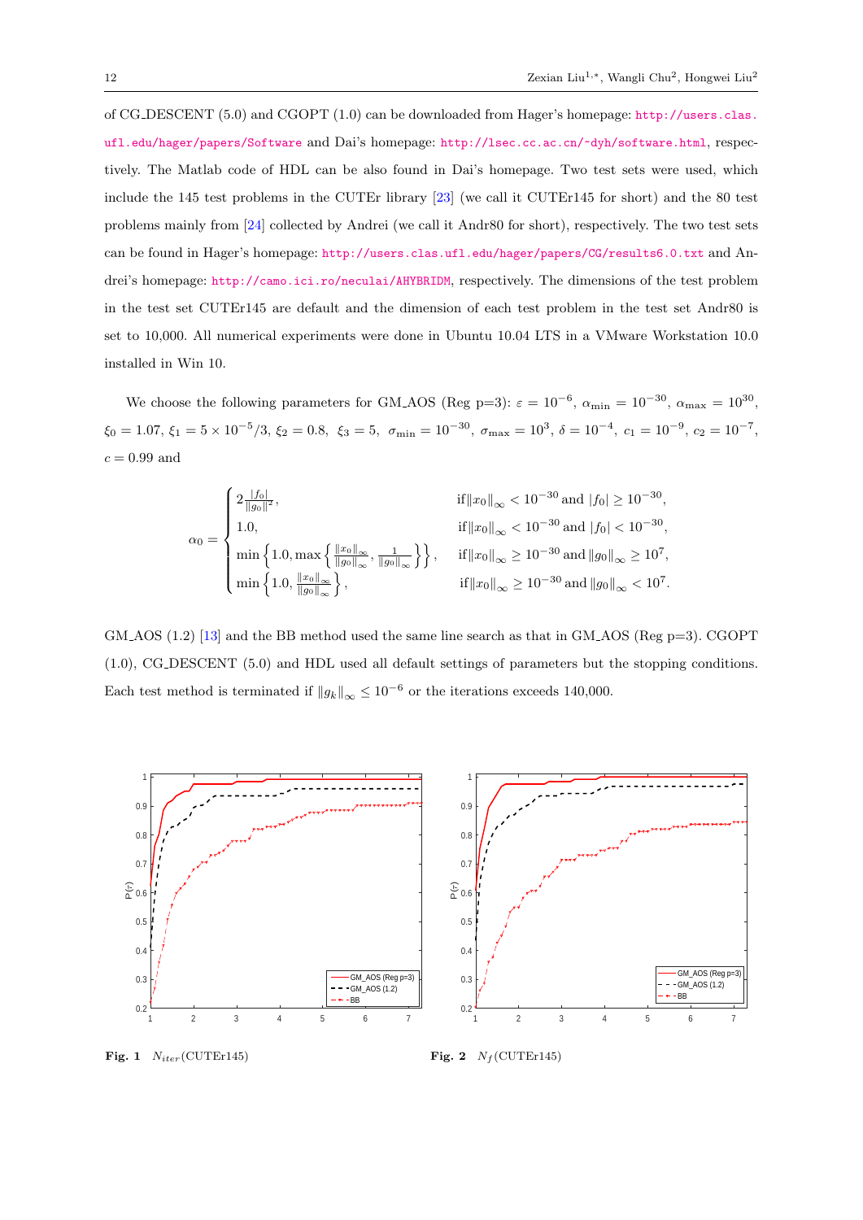of CG_DESCENT (5.0) and CGOPT (1.0) can be downloaded from Hager's homepage: http://users.clas.ufl.edu/hager/papers/Software and Dai's homepage: http://lsec.cc.ac.cn/~dyh/software.html, respectively. The Matlab code of HDL can be also found in Dai's homepage. Two test sets were used, which include the 145 test problems in the CUTEr library [23] (we call it CUTEr145 for short) and the 80 test problems mainly from [24] collected by Andrei (we call it Andr80 for short), respectively. The two test sets can be found in Hager's homepage: http://users.clas.ufl.edu/hager/papers/CG/results6.0.txt and Andrei's homepage: http://camo.ici.ro/neculai/AHYBRIDM, respectively. The dimensions of the test problem in the test set CUTEr145 are default and the dimension of each test problem in the test set Andr80 is set to 10,000. All numerical experiments were done in Ubuntu 10.04 LTS in a VMware Workstation 10.0 installed in Win 10.

We choose the following parameters for GM_AOS (Reg p=3): $\varepsilon = 10^{-6}$, $\alpha_{\min} = 10^{-30}$, $\alpha_{\max} = 10^{30}$, $\xi_0 = 1.07$, $\xi_1 = 5 \times 10^{-5}/3$, $\xi_2 = 0.8$, $\xi_3 = 5$, $\sigma_{\min} = 10^{-30}$, $\sigma_{\max} = 10^3$, $\delta = 10^{-4}$, $c_1 = 10^{-9}$, $c_2 = 10^{-7}$, $c = 0.99$ and

$$
\alpha_0 = \begin{cases} 2\frac{|f_0|}{\|g_0\|^2}, & \text{if} \|x_0\|_\infty < 10^{-30} \text{ and } |f_0| \geq 10^{-30}, \\ 1.0, & \text{if} \|x_0\|_\infty < 10^{-30} \text{ and } |f_0| < 10^{-30}, \\ \min\left\{1.0, \max\left\{\frac{\|x_0\|_\infty}{\|g_0\|_\infty}, \frac{1}{\|g_0\|_\infty}\right\}\right\}, & \text{if} \|x_0\|_\infty \geq 10^{-30} \text{ and } \|g_0\|_\infty \geq 10^7, \\ \min\left\{1.0, \frac{\|x_0\|_\infty}{\|g_0\|_\infty}\right\}, & \text{if} \|x_0\|_\infty \geq 10^{-30} \text{ and } \|g_0\|_\infty < 10^7. \end{cases}
$$

GM_AOS (1.2) [13] and the BB method used the same line search as that in GM_AOS (Reg p=3). CGOPT (1.0), CG_DESCENT (5.0) and HDL used all default settings of parameters but the stopping conditions. Each test method is terminated if $\|g_k\|_\infty \leq 10^{-6}$ or the iterations exceeds 140,000.

**Fig. 1** $N_{iter}$(CUTEr145)

**Fig. 2** $N_f$(CUTEr145)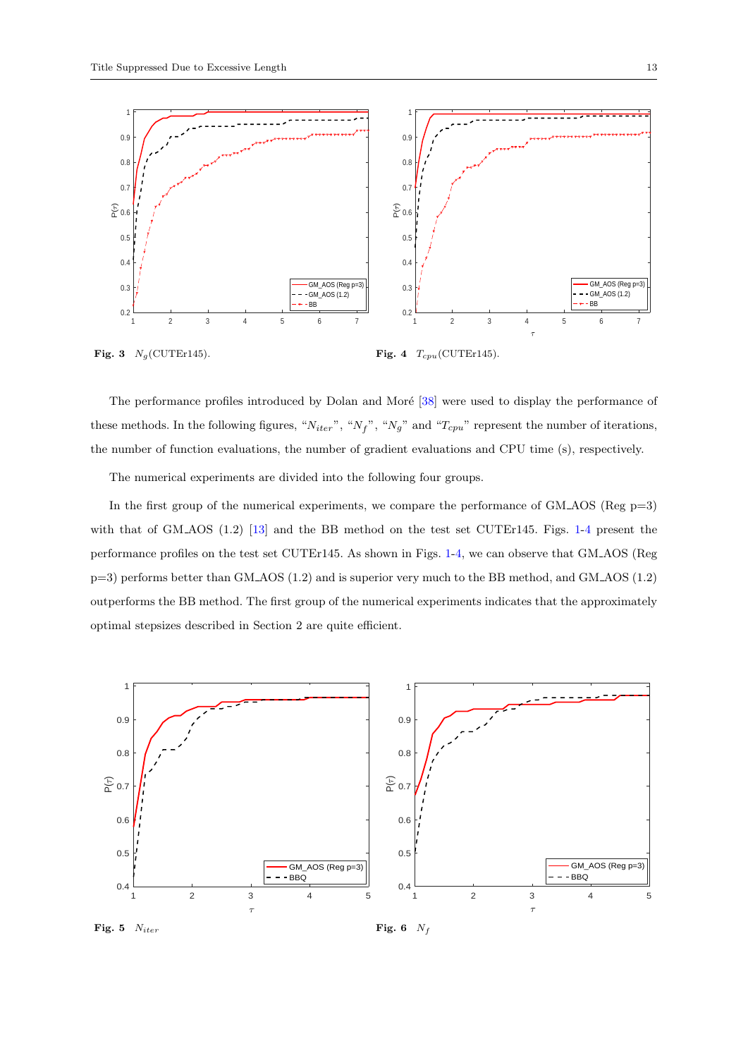**Fig. 3** $N_g$(CUTEr145).

**Fig. 4** $T_{cpu}$(CUTEr145).

The performance profiles introduced by Dolan and Moré [38] were used to display the performance of these methods. In the following figures, "$N_{iter}$", "$N_f$", "$N_g$" and "$T_{cpu}$" represent the number of iterations, the number of function evaluations, the number of gradient evaluations and CPU time (s), respectively.

The numerical experiments are divided into the following four groups.

In the first group of the numerical experiments, we compare the performance of GM_AOS (Reg p=3) with that of GM_AOS (1.2) [13] and the BB method on the test set CUTEr145. Figs. 1-4 present the performance profiles on the test set CUTEr145. As shown in Figs. 1-4, we can observe that GM_AOS (Reg p=3) performs better than GM_AOS (1.2) and is superior very much to the BB method, and GM_AOS (1.2) outperforms the BB method. The first group of the numerical experiments indicates that the approximately optimal stepsizes described in Section 2 are quite efficient.

**Fig. 5** $N_{iter}$

**Fig. 6** $N_f$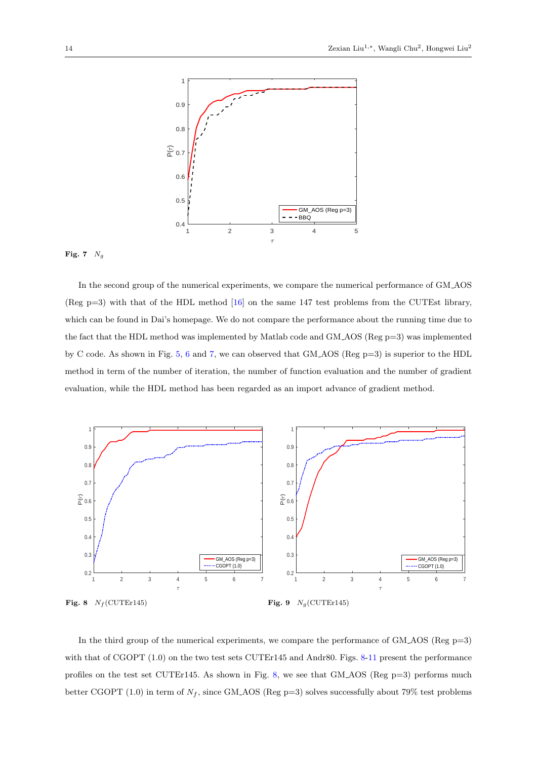**Fig. 7** $N_g$

In the second group of the numerical experiments, we compare the numerical performance of GM_AOS (Reg p=3) with that of the HDL method [16] on the same 147 test problems from the CUTEst library, which can be found in Dai's homepage. We do not compare the performance about the running time due to the fact that the HDL method was implemented by Matlab code and GM_AOS (Reg p=3) was implemented by C code. As shown in Fig. 5, 6 and 7, we can observed that GM_AOS (Reg p=3) is superior to the HDL method in term of the number of iteration, the number of function evaluation and the number of gradient evaluation, while the HDL method has been regarded as an import advance of gradient method.

**Fig. 8** $N_f$(CUTEr145)

**Fig. 9** $N_g$(CUTEr145)

In the third group of the numerical experiments, we compare the performance of GM_AOS (Reg p=3) with that of CGOPT (1.0) on the two test sets CUTEr145 and Andr80. Figs. 8-11 present the performance profiles on the test set CUTEr145. As shown in Fig. 8, we see that GM_AOS (Reg p=3) performs much better CGOPT (1.0) in term of $N_f$, since GM_AOS (Reg p=3) solves successfully about 79% test problems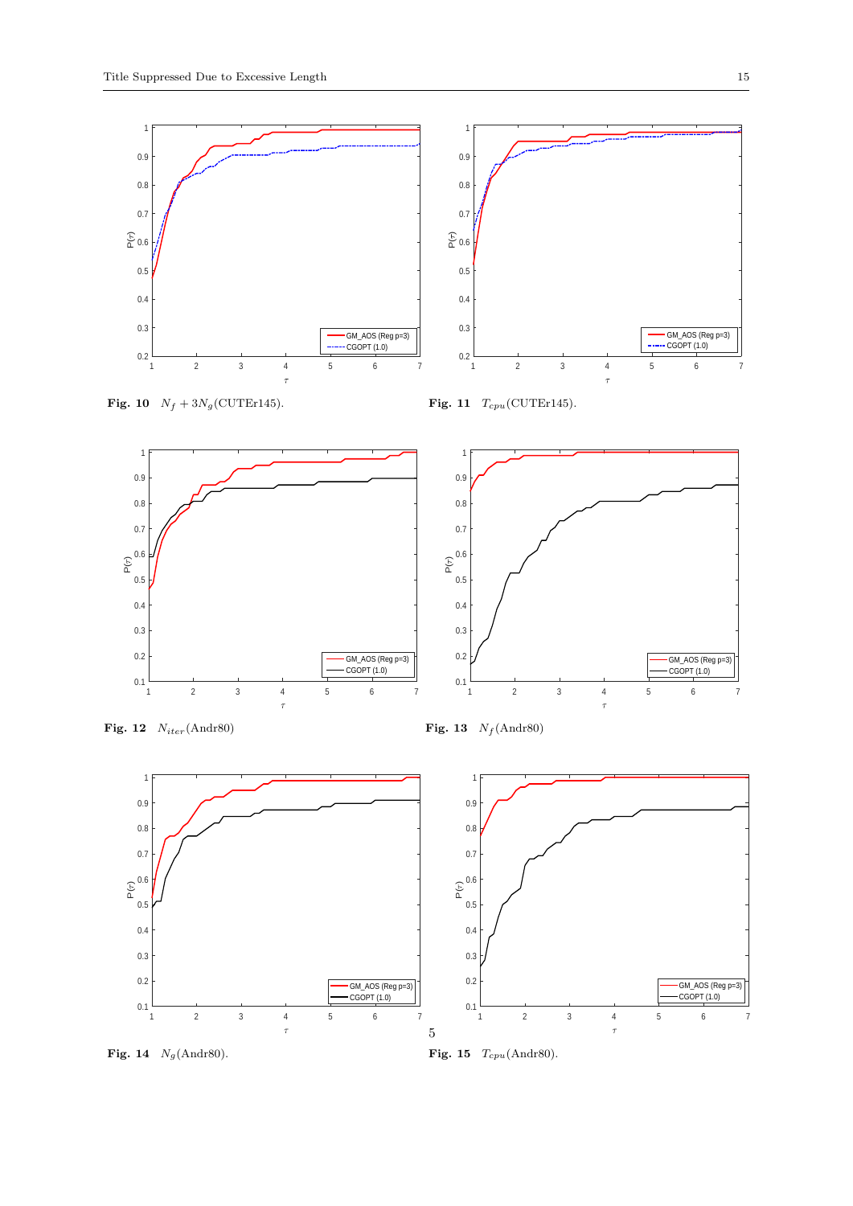**Fig. 10** $N_f + 3N_g$(CUTEr145).

**Fig. 11** $T_{cpu}$(CUTEr145).

**Fig. 12** $N_{iter}$(Andr80)

**Fig. 13** $N_f$(Andr80)

**Fig. 14** $N_g$(Andr80).

**Fig. 15** $T_{cpu}$(Andr80).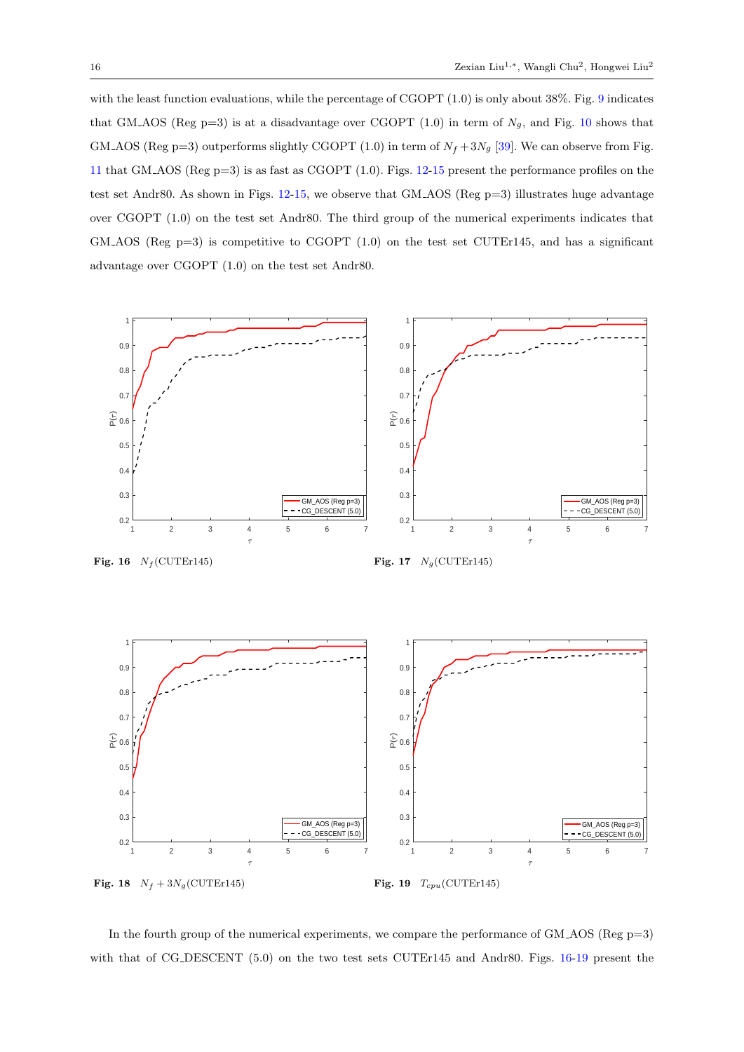with the least function evaluations, while the percentage of CGOPT (1.0) is only about 38%. Fig. 9 indicates that GM_AOS (Reg p=3) is at a disadvantage over CGOPT (1.0) in term of $N_g$, and Fig. 10 shows that GM_AOS (Reg p=3) outperforms slightly CGOPT (1.0) in term of $N_f + 3N_g$ [39]. We can observe from Fig. 11 that GM_AOS (Reg p=3) is as fast as CGOPT (1.0). Figs. 12-15 present the performance profiles on the test set Andr80. As shown in Figs. 12-15, we observe that GM_AOS (Reg p=3) illustrates huge advantage over CGOPT (1.0) on the test set Andr80. The third group of the numerical experiments indicates that GM_AOS (Reg p=3) is competitive to CGOPT (1.0) on the test set CUTEr145, and has a significant advantage over CGOPT (1.0) on the test set Andr80.

**Fig. 16** $N_f$(CUTEr145)

**Fig. 17** $N_g$(CUTEr145)

**Fig. 18** $N_f + 3N_g$(CUTEr145)

**Fig. 19** $T_{cpu}$(CUTEr145)

In the fourth group of the numerical experiments, we compare the performance of GM_AOS (Reg p=3) with that of CG_DESCENT (5.0) on the two test sets CUTEr145 and Andr80. Figs. 16-19 present the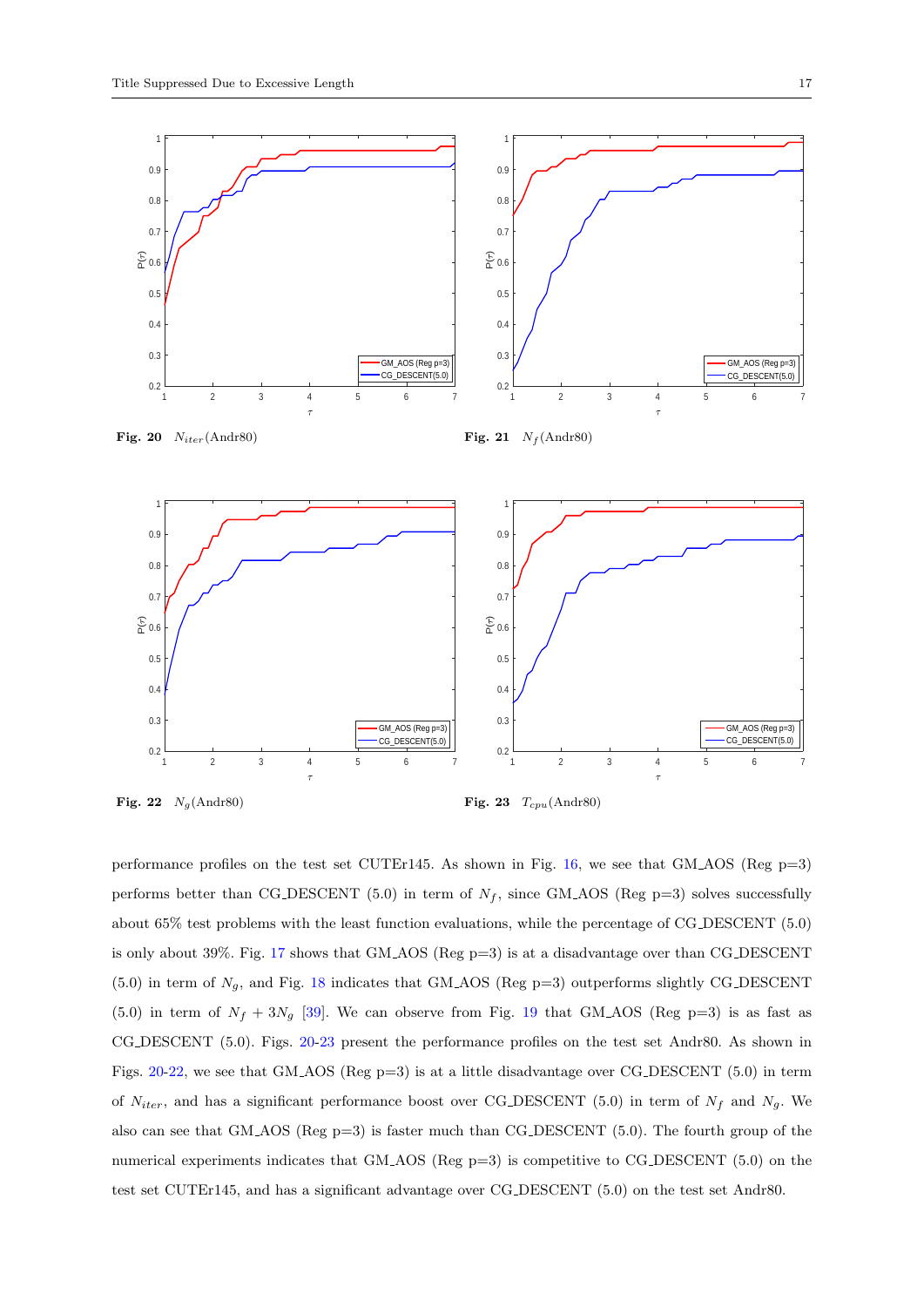**Fig. 20** $N_{iter}$(Andr80)

**Fig. 21** $N_f$(Andr80)

**Fig. 22** $N_g$(Andr80)

**Fig. 23** $T_{cpu}$(Andr80)

performance profiles on the test set CUTEr145. As shown in Fig. 16, we see that GM_AOS (Reg p=3) performs better than CG_DESCENT (5.0) in term of $N_f$, since GM_AOS (Reg p=3) solves successfully about 65% test problems with the least function evaluations, while the percentage of CG_DESCENT (5.0) is only about 39%. Fig. 17 shows that GM_AOS (Reg p=3) is at a disadvantage over than CG_DESCENT (5.0) in term of $N_g$, and Fig. 18 indicates that GM_AOS (Reg p=3) outperforms slightly CG_DESCENT (5.0) in term of $N_f + 3N_g$ [39]. We can observe from Fig. 19 that GM_AOS (Reg p=3) is as fast as CG_DESCENT (5.0). Figs. 20-23 present the performance profiles on the test set Andr80. As shown in Figs. 20-22, we see that GM_AOS (Reg p=3) is at a little disadvantage over CG_DESCENT (5.0) in term of $N_{iter}$, and has a significant performance boost over CG_DESCENT (5.0) in term of $N_f$ and $N_g$. We also can see that GM_AOS (Reg p=3) is faster much than CG_DESCENT (5.0). The fourth group of the numerical experiments indicates that GM_AOS (Reg p=3) is competitive to CG_DESCENT (5.0) on the test set CUTEr145, and has a significant advantage over CG_DESCENT (5.0) on the test set Andr80.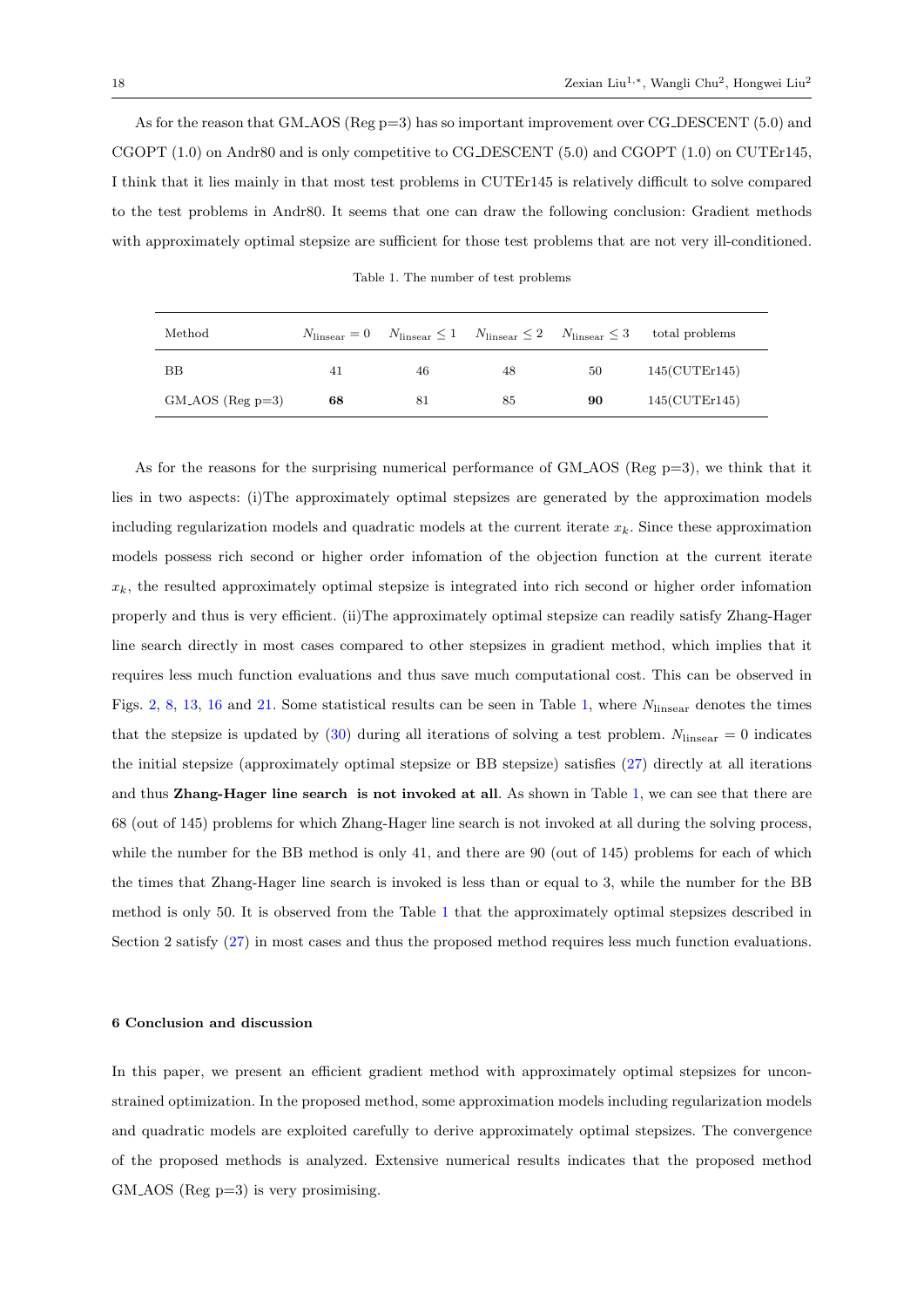As for the reason that GM_AOS (Reg p=3) has so important improvement over CG_DESCENT (5.0) and CGOPT (1.0) on Andr80 and is only competitive to CG_DESCENT (5.0) and CGOPT (1.0) on CUTEr145, I think that it lies mainly in that most test problems in CUTEr145 is relatively difficult to solve compared to the test problems in Andr80. It seems that one can draw the following conclusion: Gradient methods with approximately optimal stepsize are sufficient for those test problems that are not very ill-conditioned.

Table 1. The number of test problems

| Method | $N_{\text{linsear}} = 0$ | $N_{\text{linsear}} \leq 1$ | $N_{\text{linsear}} \leq 2$ | $N_{\text{linsear}} \leq 3$ | total problems |
|---|---|---|---|---|---|
| BB | 41 | 46 | 48 | 50 | 145(CUTEr145) |
| GM_AOS (Reg p=3) | **68** | 81 | 85 | **90** | 145(CUTEr145) |

As for the reasons for the surprising numerical performance of GM_AOS (Reg p=3), we think that it lies in two aspects: (i)The approximately optimal stepsizes are generated by the approximation models including regularization models and quadratic models at the current iterate $x_k$. Since these approximation models possess rich second or higher order infomation of the objection function at the current iterate $x_k$, the resulted approximately optimal stepsize is integrated into rich second or higher order infomation properly and thus is very efficient. (ii)The approximately optimal stepsize can readily satisfy Zhang-Hager line search directly in most cases compared to other stepsizes in gradient method, which implies that it requires less much function evaluations and thus save much computational cost. This can be observed in Figs. 2, 8, 13, 16 and 21. Some statistical results can be seen in Table 1, where $N_{\text{linsear}}$ denotes the times that the stepsize is updated by (30) during all iterations of solving a test problem. $N_{\text{linsear}} = 0$ indicates the initial stepsize (approximately optimal stepsize or BB stepsize) satisfies (27) directly at all iterations and thus **Zhang-Hager line search is not invoked at all**. As shown in Table 1, we can see that there are 68 (out of 145) problems for which Zhang-Hager line search is not invoked at all during the solving process, while the number for the BB method is only 41, and there are 90 (out of 145) problems for each of which the times that Zhang-Hager line search is invoked is less than or equal to 3, while the number for the BB method is only 50. It is observed from the Table 1 that the approximately optimal stepsizes described in Section 2 satisfy (27) in most cases and thus the proposed method requires less much function evaluations.

## 6 Conclusion and discussion

In this paper, we present an efficient gradient method with approximately optimal stepsizes for unconstrained optimization. In the proposed method, some approximation models including regularization models and quadratic models are exploited carefully to derive approximately optimal stepsizes. The convergence of the proposed methods is analyzed. Extensive numerical results indicates that the proposed method GM_AOS (Reg p=3) is very prosimising.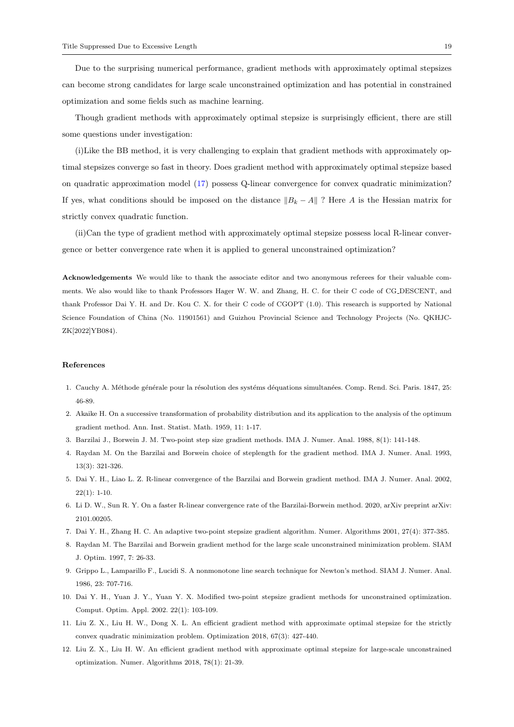Due to the surprising numerical performance, gradient methods with approximately optimal stepsizes can become strong candidates for large scale unconstrained optimization and has potential in constrained optimization and some fields such as machine learning.

Though gradient methods with approximately optimal stepsize is surprisingly efficient, there are still some questions under investigation:

(i)Like the BB method, it is very challenging to explain that gradient methods with approximately optimal stepsizes converge so fast in theory. Does gradient method with approximately optimal stepsize based on quadratic approximation model (17) possess Q-linear convergence for convex quadratic minimization? If yes, what conditions should be imposed on the distance $\|B_k - A\|$ ? Here $A$ is the Hessian matrix for strictly convex quadratic function.

(ii)Can the type of gradient method with approximately optimal stepsize possess local R-linear convergence or better convergence rate when it is applied to general unconstrained optimization?

**Acknowledgements** We would like to thank the associate editor and two anonymous referees for their valuable comments. We also would like to thank Professors Hager W. W. and Zhang, H. C. for their C code of CG_DESCENT, and thank Professor Dai Y. H. and Dr. Kou C. X. for their C code of CGOPT (1.0). This research is supported by National Science Foundation of China (No. 11901561) and Guizhou Provincial Science and Technology Projects (No. QKHJC-ZK[2022]YB084).

## References

1. Cauchy A. Méthode générale pour la résolution des systéms déquations simultanées. Comp. Rend. Sci. Paris. 1847, 25: 46-89.
2. Akaike H. On a successive transformation of probability distribution and its application to the analysis of the optimum gradient method. Ann. Inst. Statist. Math. 1959, 11: 1-17.
3. Barzilai J., Borwein J. M. Two-point step size gradient methods. IMA J. Numer. Anal. 1988, 8(1): 141-148.
4. Raydan M. On the Barzilai and Borwein choice of steplength for the gradient method. IMA J. Numer. Anal. 1993, 13(3): 321-326.
5. Dai Y. H., Liao L. Z. R-linear convergence of the Barzilai and Borwein gradient method. IMA J. Numer. Anal. 2002, 22(1): 1-10.
6. Li D. W., Sun R. Y. On a faster R-linear convergence rate of the Barzilai-Borwein method. 2020, arXiv preprint arXiv: 2101.00205.
7. Dai Y. H., Zhang H. C. An adaptive two-point stepsize gradient algorithm. Numer. Algorithms 2001, 27(4): 377-385.
8. Raydan M. The Barzilai and Borwein gradient method for the large scale unconstrained minimization problem. SIAM J. Optim. 1997, 7: 26-33.
9. Grippo L., Lamparillo F., Lucidi S. A nonmonotone line search technique for Newton's method. SIAM J. Numer. Anal. 1986, 23: 707-716.
10. Dai Y. H., Yuan J. Y., Yuan Y. X. Modified two-point stepsize gradient methods for unconstrained optimization. Comput. Optim. Appl. 2002. 22(1): 103-109.
11. Liu Z. X., Liu H. W., Dong X. L. An efficient gradient method with approximate optimal stepsize for the strictly convex quadratic minimization problem. Optimization 2018, 67(3): 427-440.
12. Liu Z. X., Liu H. W. An efficient gradient method with approximate optimal stepsize for large-scale unconstrained optimization. Numer. Algorithms 2018, 78(1): 21-39.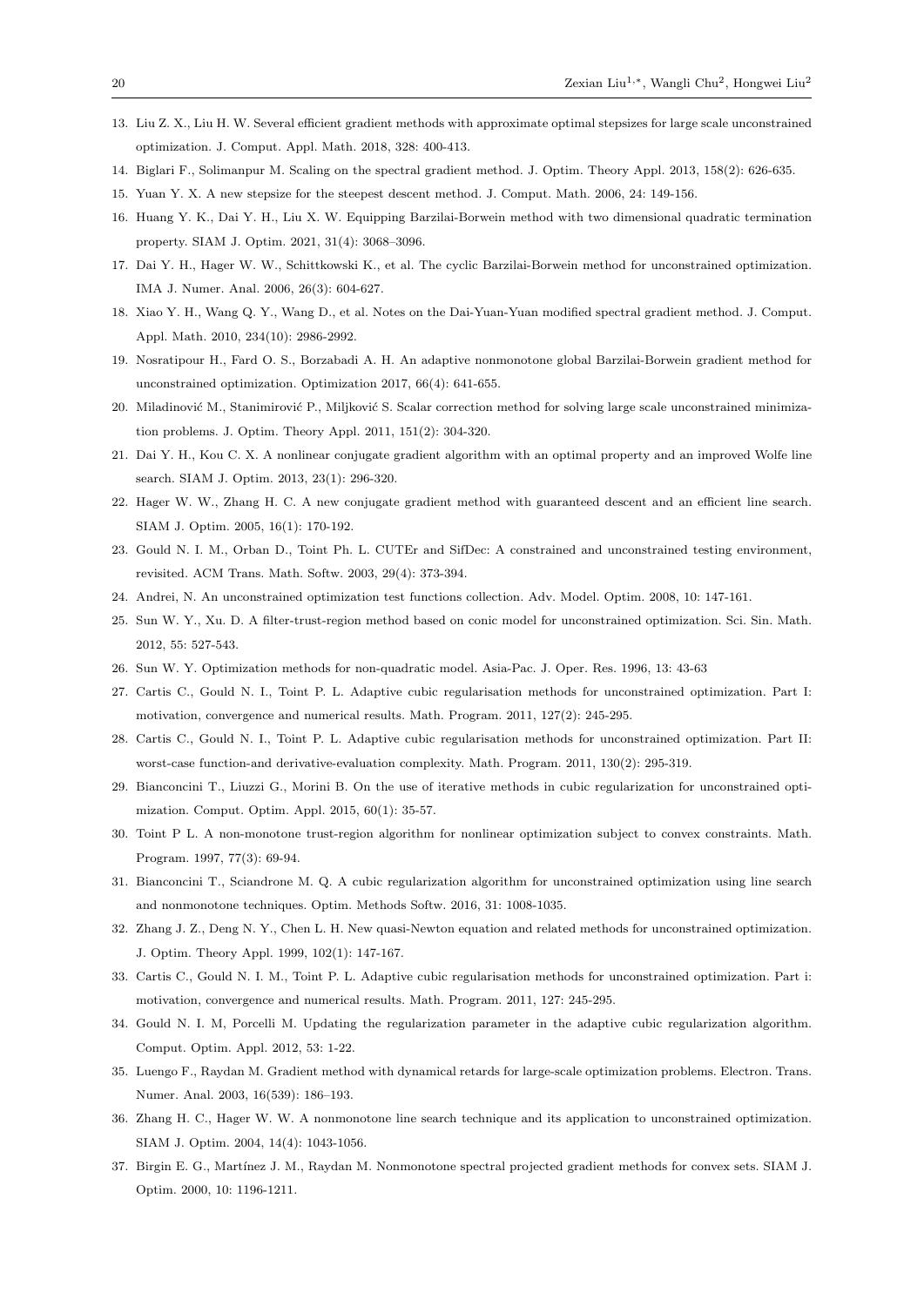13. Liu Z. X., Liu H. W. Several efficient gradient methods with approximate optimal stepsizes for large scale unconstrained optimization. J. Comput. Appl. Math. 2018, 328: 400-413.
14. Biglari F., Solimanpur M. Scaling on the spectral gradient method. J. Optim. Theory Appl. 2013, 158(2): 626-635.
15. Yuan Y. X. A new stepsize for the steepest descent method. J. Comput. Math. 2006, 24: 149-156.
16. Huang Y. K., Dai Y. H., Liu X. W. Equipping Barzilai-Borwein method with two dimensional quadratic termination property. SIAM J. Optim. 2021, 31(4): 3068–3096.
17. Dai Y. H., Hager W. W., Schittkowski K., et al. The cyclic Barzilai-Borwein method for unconstrained optimization. IMA J. Numer. Anal. 2006, 26(3): 604-627.
18. Xiao Y. H., Wang Q. Y., Wang D., et al. Notes on the Dai-Yuan-Yuan modified spectral gradient method. J. Comput. Appl. Math. 2010, 234(10): 2986-2992.
19. Nosratipour H., Fard O. S., Borzabadi A. H. An adaptive nonmonotone global Barzilai-Borwein gradient method for unconstrained optimization. Optimization 2017, 66(4): 641-655.
20. Miladinović M., Stanimirović P., Miljković S. Scalar correction method for solving large scale unconstrained minimization problems. J. Optim. Theory Appl. 2011, 151(2): 304-320.
21. Dai Y. H., Kou C. X. A nonlinear conjugate gradient algorithm with an optimal property and an improved Wolfe line search. SIAM J. Optim. 2013, 23(1): 296-320.
22. Hager W. W., Zhang H. C. A new conjugate gradient method with guaranteed descent and an efficient line search. SIAM J. Optim. 2005, 16(1): 170-192.
23. Gould N. I. M., Orban D., Toint Ph. L. CUTEr and SifDec: A constrained and unconstrained testing environment, revisited. ACM Trans. Math. Softw. 2003, 29(4): 373-394.
24. Andrei, N. An unconstrained optimization test functions collection. Adv. Model. Optim. 2008, 10: 147-161.
25. Sun W. Y., Xu. D. A filter-trust-region method based on conic model for unconstrained optimization. Sci. Sin. Math. 2012, 55: 527-543.
26. Sun W. Y. Optimization methods for non-quadratic model. Asia-Pac. J. Oper. Res. 1996, 13: 43-63
27. Cartis C., Gould N. I., Toint P. L. Adaptive cubic regularisation methods for unconstrained optimization. Part I: motivation, convergence and numerical results. Math. Program. 2011, 127(2): 245-295.
28. Cartis C., Gould N. I., Toint P. L. Adaptive cubic regularisation methods for unconstrained optimization. Part II: worst-case function-and derivative-evaluation complexity. Math. Program. 2011, 130(2): 295-319.
29. Bianconcini T., Liuzzi G., Morini B. On the use of iterative methods in cubic regularization for unconstrained optimization. Comput. Optim. Appl. 2015, 60(1): 35-57.
30. Toint P L. A non-monotone trust-region algorithm for nonlinear optimization subject to convex constraints. Math. Program. 1997, 77(3): 69-94.
31. Bianconcini T., Sciandrone M. Q. A cubic regularization algorithm for unconstrained optimization using line search and nonmonotone techniques. Optim. Methods Softw. 2016, 31: 1008-1035.
32. Zhang J. Z., Deng N. Y., Chen L. H. New quasi-Newton equation and related methods for unconstrained optimization. J. Optim. Theory Appl. 1999, 102(1): 147-167.
33. Cartis C., Gould N. I. M., Toint P. L. Adaptive cubic regularisation methods for unconstrained optimization. Part i: motivation, convergence and numerical results. Math. Program. 2011, 127: 245-295.
34. Gould N. I. M, Porcelli M. Updating the regularization parameter in the adaptive cubic regularization algorithm. Comput. Optim. Appl. 2012, 53: 1-22.
35. Luengo F., Raydan M. Gradient method with dynamical retards for large-scale optimization problems. Electron. Trans. Numer. Anal. 2003, 16(539): 186–193.
36. Zhang H. C., Hager W. W. A nonmonotone line search technique and its application to unconstrained optimization. SIAM J. Optim. 2004, 14(4): 1043-1056.
37. Birgin E. G., Martínez J. M., Raydan M. Nonmonotone spectral projected gradient methods for convex sets. SIAM J. Optim. 2000, 10: 1196-1211.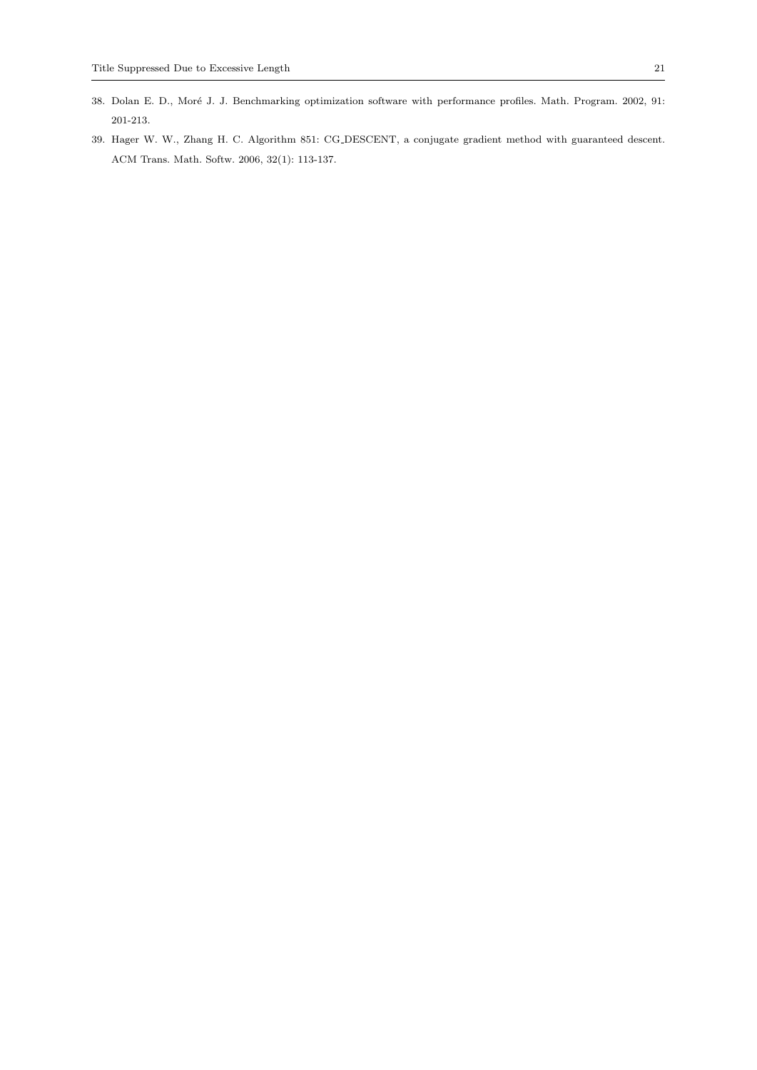38. Dolan E. D., Moré J. J. Benchmarking optimization software with performance profiles. Math. Program. 2002, 91: 201-213.
39. Hager W. W., Zhang H. C. Algorithm 851: CG_DESCENT, a conjugate gradient method with guaranteed descent. ACM Trans. Math. Softw. 2006, 32(1): 113-137.